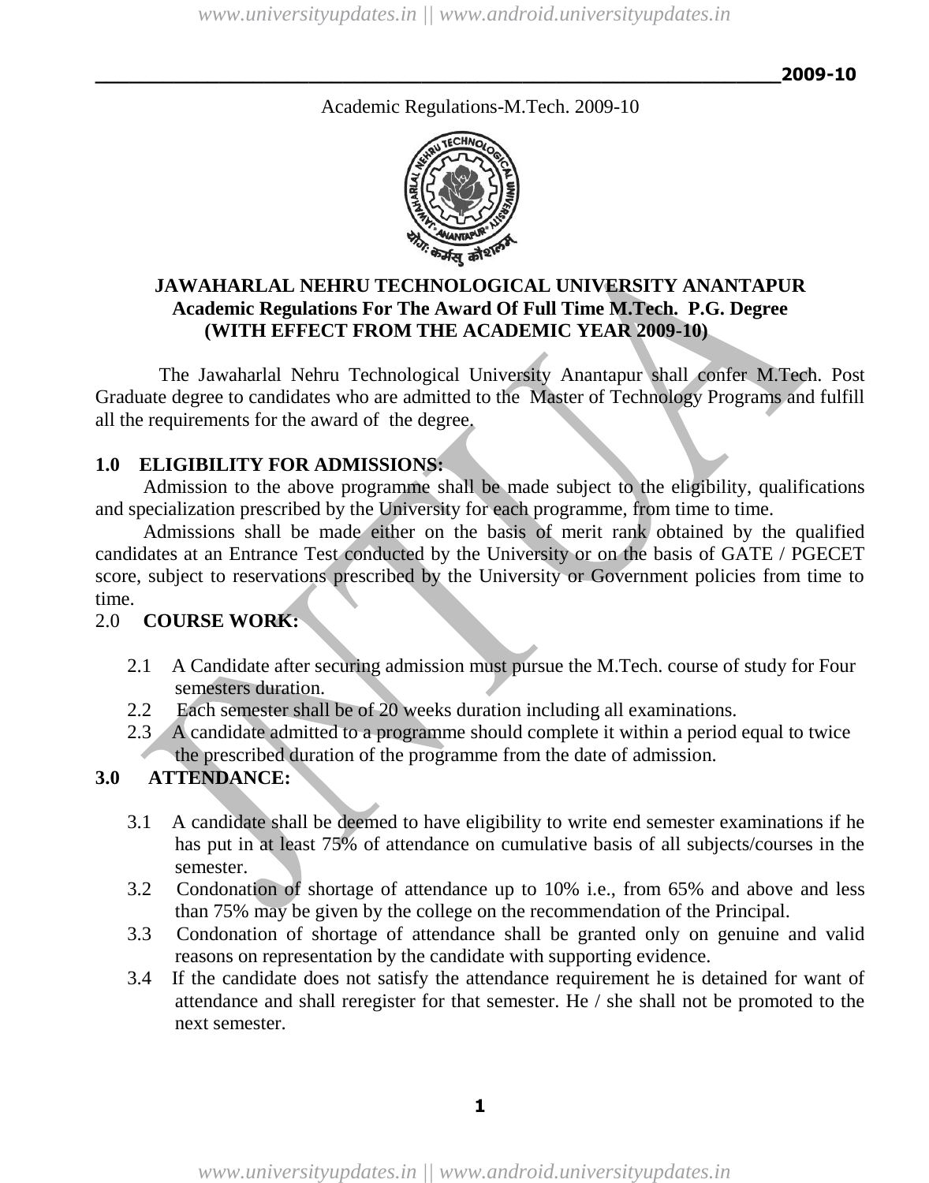Academic Regulations-M.Tech. 2009-10

# JAWAHARLAL NEHRU TECHNOLOGICAL UNIVERSITY ANANTAPUR
## Academic Regulations For The Award Of Full Time M.Tech. P.G. Degree
## (WITH EFFECT FROM THE ACADEMIC YEAR 2009-10)

The Jawaharlal Nehru Technological University Anantapur shall confer M.Tech. Post Graduate degree to candidates who are admitted to the Master of Technology Programs and fulfill all the requirements for the award of the degree.

### 1.0 ELIGIBILITY FOR ADMISSIONS:

Admission to the above programme shall be made subject to the eligibility, qualifications and specialization prescribed by the University for each programme, from time to time.

Admissions shall be made either on the basis of merit rank obtained by the qualified candidates at an Entrance Test conducted by the University or on the basis of GATE / PGECET score, subject to reservations prescribed by the University or Government policies from time to time.

### 2.0 COURSE WORK:

2.1 A Candidate after securing admission must pursue the M.Tech. course of study for Four semesters duration.

2.2 Each semester shall be of 20 weeks duration including all examinations.

2.3 A candidate admitted to a programme should complete it within a period equal to twice the prescribed duration of the programme from the date of admission.

### 3.0 ATTENDANCE:

3.1 A candidate shall be deemed to have eligibility to write end semester examinations if he has put in at least 75% of attendance on cumulative basis of all subjects/courses in the semester.

3.2 Condonation of shortage of attendance up to 10% i.e., from 65% and above and less than 75% may be given by the college on the recommendation of the Principal.

3.3 Condonation of shortage of attendance shall be granted only on genuine and valid reasons on representation by the candidate with supporting evidence.

3.4 If the candidate does not satisfy the attendance requirement he is detained for want of attendance and shall reregister for that semester. He / she shall not be promoted to the next semester.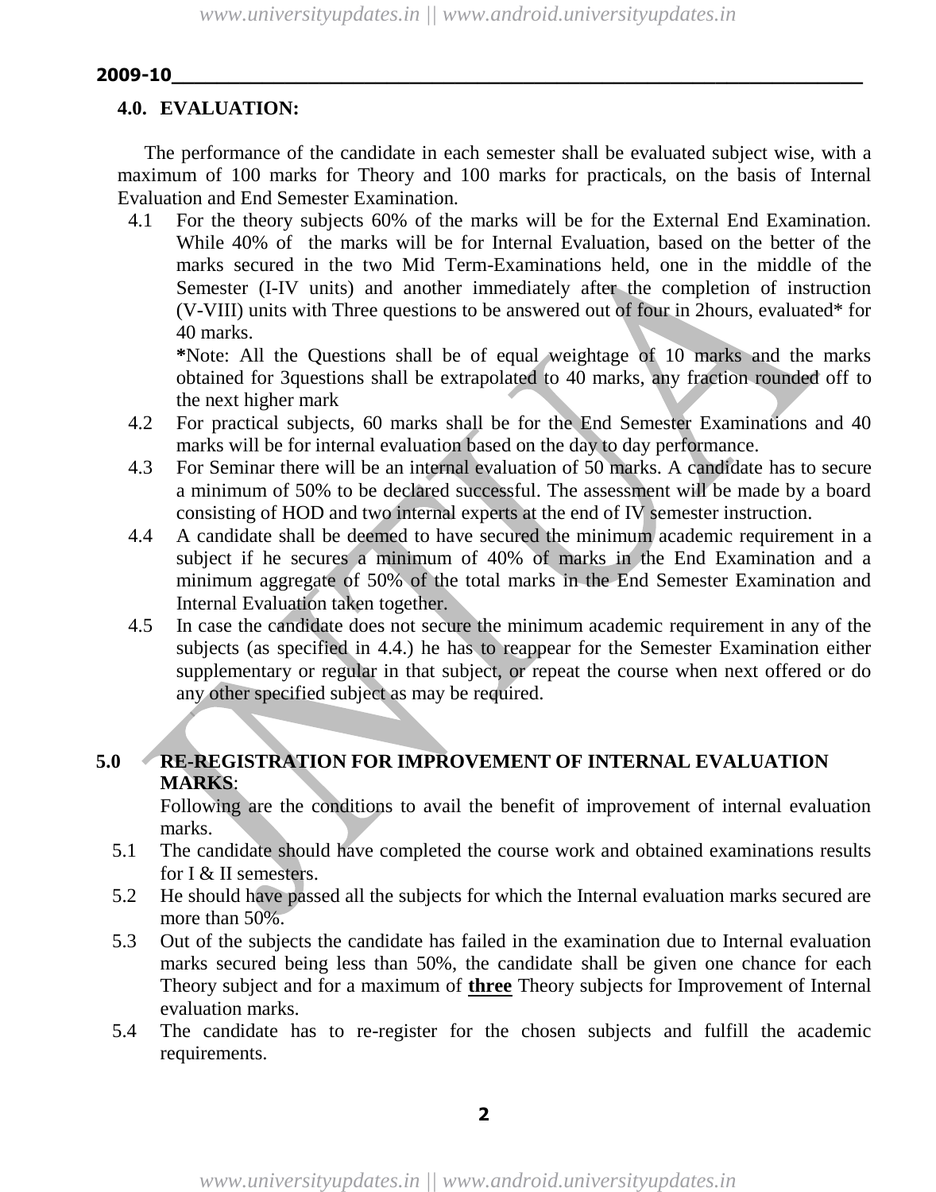## 4.0. EVALUATION:

The performance of the candidate in each semester shall be evaluated subject wise, with a maximum of 100 marks for Theory and 100 marks for practicals, on the basis of Internal Evaluation and End Semester Examination.

4.1 For the theory subjects 60% of the marks will be for the External End Examination. While 40% of the marks will be for Internal Evaluation, based on the better of the marks secured in the two Mid Term-Examinations held, one in the middle of the Semester (I-IV units) and another immediately after the completion of instruction (V-VIII) units with Three questions to be answered out of four in 2hours, evaluated* for 40 marks.

**\***Note: All the Questions shall be of equal weightage of 10 marks and the marks obtained for 3questions shall be extrapolated to 40 marks, any fraction rounded off to the next higher mark

4.2 For practical subjects, 60 marks shall be for the End Semester Examinations and 40 marks will be for internal evaluation based on the day to day performance.

4.3 For Seminar there will be an internal evaluation of 50 marks. A candidate has to secure a minimum of 50% to be declared successful. The assessment will be made by a board consisting of HOD and two internal experts at the end of IV semester instruction.

4.4 A candidate shall be deemed to have secured the minimum academic requirement in a subject if he secures a minimum of 40% of marks in the End Examination and a minimum aggregate of 50% of the total marks in the End Semester Examination and Internal Evaluation taken together.

4.5 In case the candidate does not secure the minimum academic requirement in any of the subjects (as specified in 4.4.) he has to reappear for the Semester Examination either supplementary or regular in that subject, or repeat the course when next offered or do any other specified subject as may be required.

## 5.0 RE-REGISTRATION FOR IMPROVEMENT OF INTERNAL EVALUATION MARKS:

Following are the conditions to avail the benefit of improvement of internal evaluation marks.

5.1 The candidate should have completed the course work and obtained examinations results for I & II semesters.

5.2 He should have passed all the subjects for which the Internal evaluation marks secured are more than 50%.

5.3 Out of the subjects the candidate has failed in the examination due to Internal evaluation marks secured being less than 50%, the candidate shall be given one chance for each Theory subject and for a maximum of **three** Theory subjects for Improvement of Internal evaluation marks.

5.4 The candidate has to re-register for the chosen subjects and fulfill the academic requirements.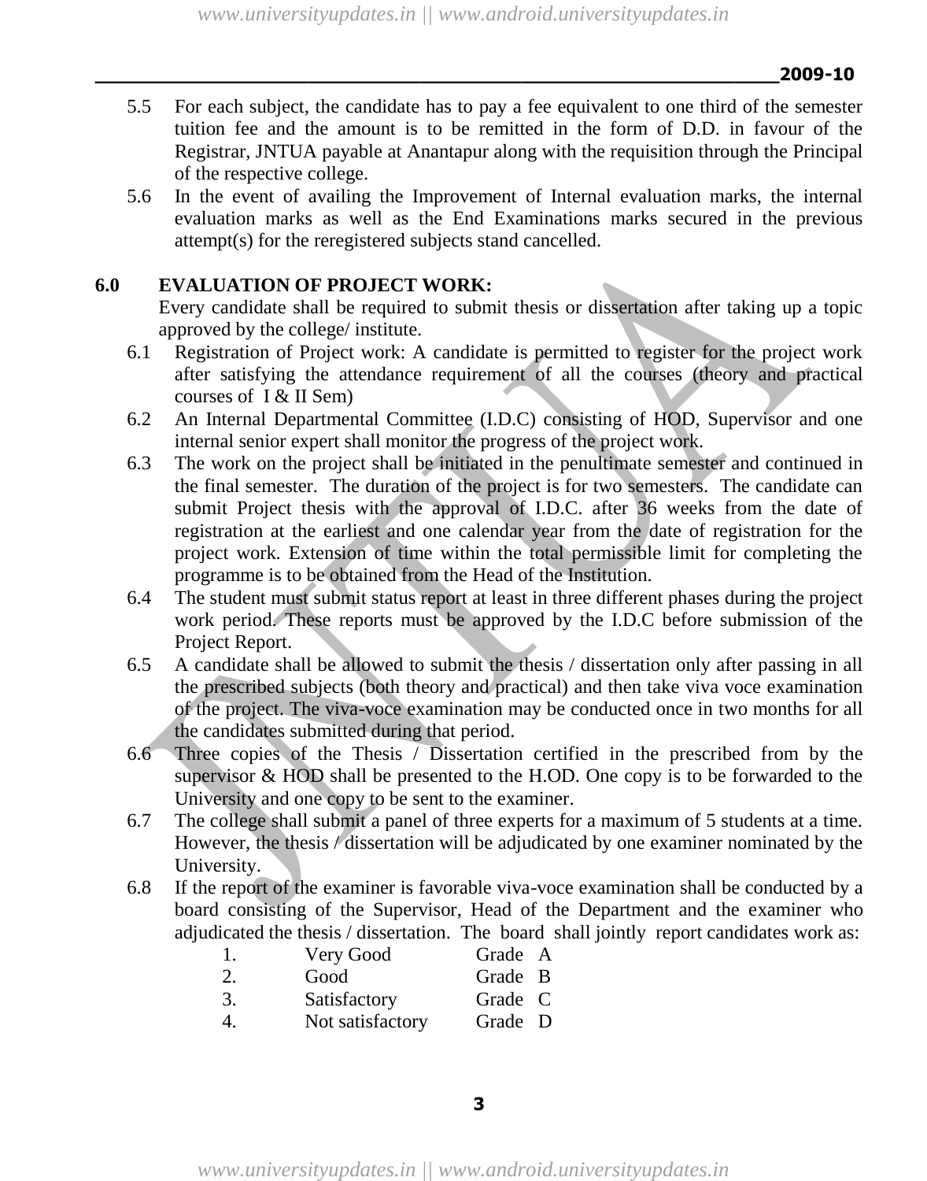5.5 For each subject, the candidate has to pay a fee equivalent to one third of the semester tuition fee and the amount is to be remitted in the form of D.D. in favour of the Registrar, JNTUA payable at Anantapur along with the requisition through the Principal of the respective college.

5.6 In the event of availing the Improvement of Internal evaluation marks, the internal evaluation marks as well as the End Examinations marks secured in the previous attempt(s) for the reregistered subjects stand cancelled.

## 6.0 EVALUATION OF PROJECT WORK:

Every candidate shall be required to submit thesis or dissertation after taking up a topic approved by the college/ institute.

6.1 Registration of Project work: A candidate is permitted to register for the project work after satisfying the attendance requirement of all the courses (theory and practical courses of I & II Sem)

6.2 An Internal Departmental Committee (I.D.C) consisting of HOD, Supervisor and one internal senior expert shall monitor the progress of the project work.

6.3 The work on the project shall be initiated in the penultimate semester and continued in the final semester. The duration of the project is for two semesters. The candidate can submit Project thesis with the approval of I.D.C. after 36 weeks from the date of registration at the earliest and one calendar year from the date of registration for the project work. Extension of time within the total permissible limit for completing the programme is to be obtained from the Head of the Institution.

6.4 The student must submit status report at least in three different phases during the project work period. These reports must be approved by the I.D.C before submission of the Project Report.

6.5 A candidate shall be allowed to submit the thesis / dissertation only after passing in all the prescribed subjects (both theory and practical) and then take viva voce examination of the project. The viva-voce examination may be conducted once in two months for all the candidates submitted during that period.

6.6 Three copies of the Thesis / Dissertation certified in the prescribed from by the supervisor & HOD shall be presented to the H.OD. One copy is to be forwarded to the University and one copy to be sent to the examiner.

6.7 The college shall submit a panel of three experts for a maximum of 5 students at a time. However, the thesis / dissertation will be adjudicated by one examiner nominated by the University.

6.8 If the report of the examiner is favorable viva-voce examination shall be conducted by a board consisting of the Supervisor, Head of the Department and the examiner who adjudicated the thesis / dissertation. The board shall jointly report candidates work as:

1. Very Good — Grade A
2. Good — Grade B
3. Satisfactory — Grade C
4. Not satisfactory — Grade D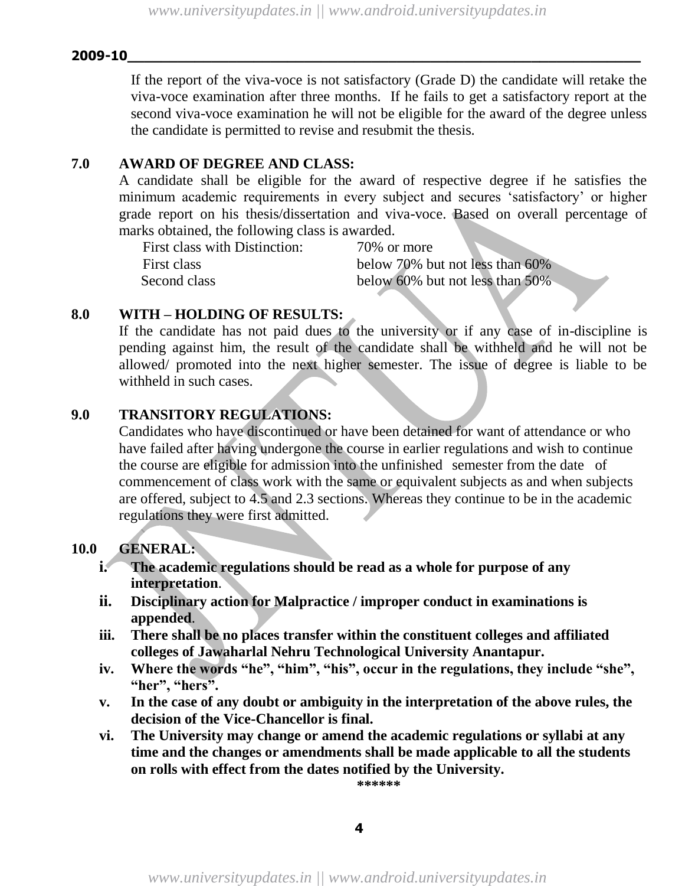If the report of the viva-voce is not satisfactory (Grade D) the candidate will retake the viva-voce examination after three months. If he fails to get a satisfactory report at the second viva-voce examination he will not be eligible for the award of the degree unless the candidate is permitted to revise and resubmit the thesis.

## 7.0 AWARD OF DEGREE AND CLASS:

A candidate shall be eligible for the award of respective degree if he satisfies the minimum academic requirements in every subject and secures 'satisfactory' or higher grade report on his thesis/dissertation and viva-voce. Based on overall percentage of marks obtained, the following class is awarded.

| | |
|---|---|
| First class with Distinction: | 70% or more |
| First class | below 70% but not less than 60% |
| Second class | below 60% but not less than 50% |

## 8.0 WITH – HOLDING OF RESULTS:

If the candidate has not paid dues to the university or if any case of in-discipline is pending against him, the result of the candidate shall be withheld and he will not be allowed/ promoted into the next higher semester. The issue of degree is liable to be withheld in such cases.

## 9.0 TRANSITORY REGULATIONS:

Candidates who have discontinued or have been detained for want of attendance or who have failed after having undergone the course in earlier regulations and wish to continue the course are eligible for admission into the unfinished semester from the date of commencement of class work with the same or equivalent subjects as and when subjects are offered, subject to 4.5 and 2.3 sections. Whereas they continue to be in the academic regulations they were first admitted.

## 10.0 GENERAL:

- **i. The academic regulations should be read as a whole for purpose of any interpretation**.
- **ii. Disciplinary action for Malpractice / improper conduct in examinations is appended**.
- **iii. There shall be no places transfer within the constituent colleges and affiliated colleges of Jawaharlal Nehru Technological University Anantapur.**
- **iv. Where the words "he", "him", "his", occur in the regulations, they include "she", "her", "hers".**
- **v. In the case of any doubt or ambiguity in the interpretation of the above rules, the decision of the Vice-Chancellor is final.**
- **vi. The University may change or amend the academic regulations or syllabi at any time and the changes or amendments shall be made applicable to all the students on rolls with effect from the dates notified by the University.**

******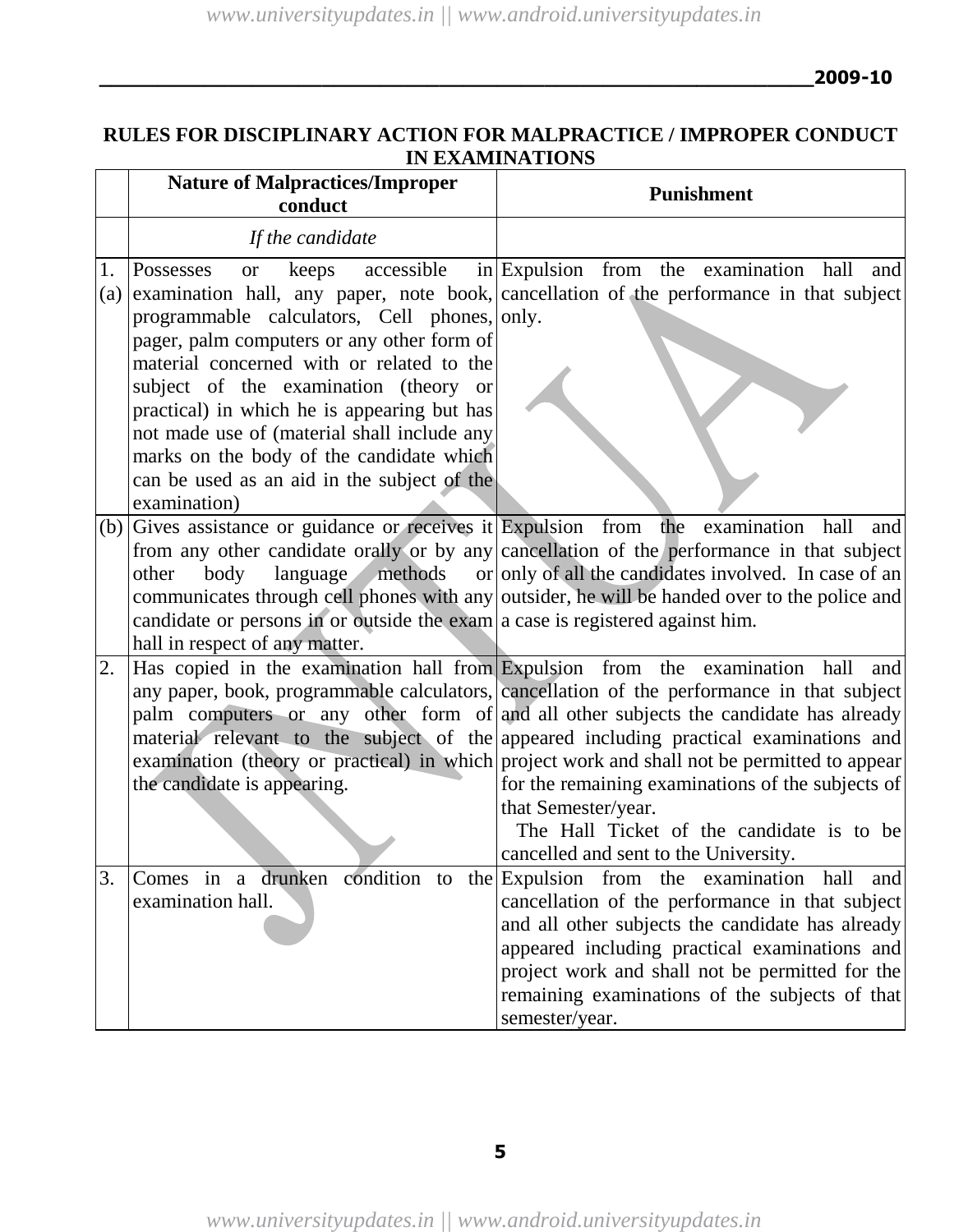# RULES FOR DISCIPLINARY ACTION FOR MALPRACTICE / IMPROPER CONDUCT IN EXAMINATIONS

| | Nature of Malpractices/Improper conduct | Punishment |
|---|---|---|
| | *If the candidate* | |
| 1. (a) | Possesses or keeps accessible in examination hall, any paper, note book, programmable calculators, Cell phones, pager, palm computers or any other form of material concerned with or related to the subject of the examination (theory or practical) in which he is appearing but has not made use of (material shall include any marks on the body of the candidate which can be used as an aid in the subject of the examination) | Expulsion from the examination hall and cancellation of the performance in that subject only. |
| (b) | Gives assistance or guidance or receives it from any other candidate orally or by any other body language methods or communicates through cell phones with any candidate or persons in or outside the exam hall in respect of any matter. | Expulsion from the examination hall and cancellation of the performance in that subject only of all the candidates involved. In case of an outsider, he will be handed over to the police and a case is registered against him. |
| 2. | Has copied in the examination hall from any paper, book, programmable calculators, palm computers or any other form of material relevant to the subject of the examination (theory or practical) in which the candidate is appearing. | Expulsion from the examination hall and cancellation of the performance in that subject and all other subjects the candidate has already appeared including practical examinations and project work and shall not be permitted to appear for the remaining examinations of the subjects of that Semester/year. The Hall Ticket of the candidate is to be cancelled and sent to the University. |
| 3. | Comes in a drunken condition to the examination hall. | Expulsion from the examination hall and cancellation of the performance in that subject and all other subjects the candidate has already appeared including practical examinations and project work and shall not be permitted for the remaining examinations of the subjects of that semester/year. |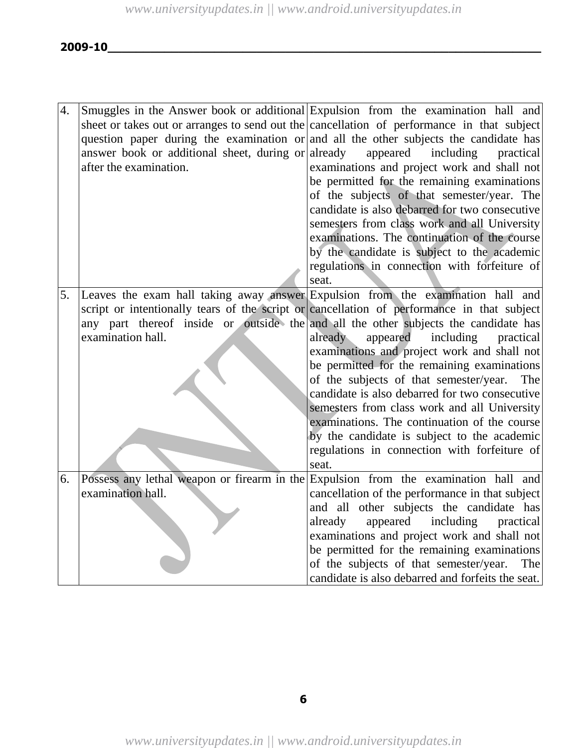| | | |
|---|---|---|
| 4. | Smuggles in the Answer book or additional sheet or takes out or arranges to send out the question paper during the examination or answer book or additional sheet, during or after the examination. | Expulsion from the examination hall and cancellation of performance in that subject and all the other subjects the candidate has already appeared including practical examinations and project work and shall not be permitted for the remaining examinations of the subjects of that semester/year. The candidate is also debarred for two consecutive semesters from class work and all University examinations. The continuation of the course by the candidate is subject to the academic regulations in connection with forfeiture of seat. |
| 5. | Leaves the exam hall taking away answer script or intentionally tears of the script or any part thereof inside or outside the examination hall. | Expulsion from the examination hall and cancellation of performance in that subject and all the other subjects the candidate has already appeared including practical examinations and project work and shall not be permitted for the remaining examinations of the subjects of that semester/year. The candidate is also debarred for two consecutive semesters from class work and all University examinations. The continuation of the course by the candidate is subject to the academic regulations in connection with forfeiture of seat. |
| 6. | Possess any lethal weapon or firearm in the examination hall. | Expulsion from the examination hall and cancellation of the performance in that subject and all other subjects the candidate has already appeared including practical examinations and project work and shall not be permitted for the remaining examinations of the subjects of that semester/year. The candidate is also debarred and forfeits the seat. |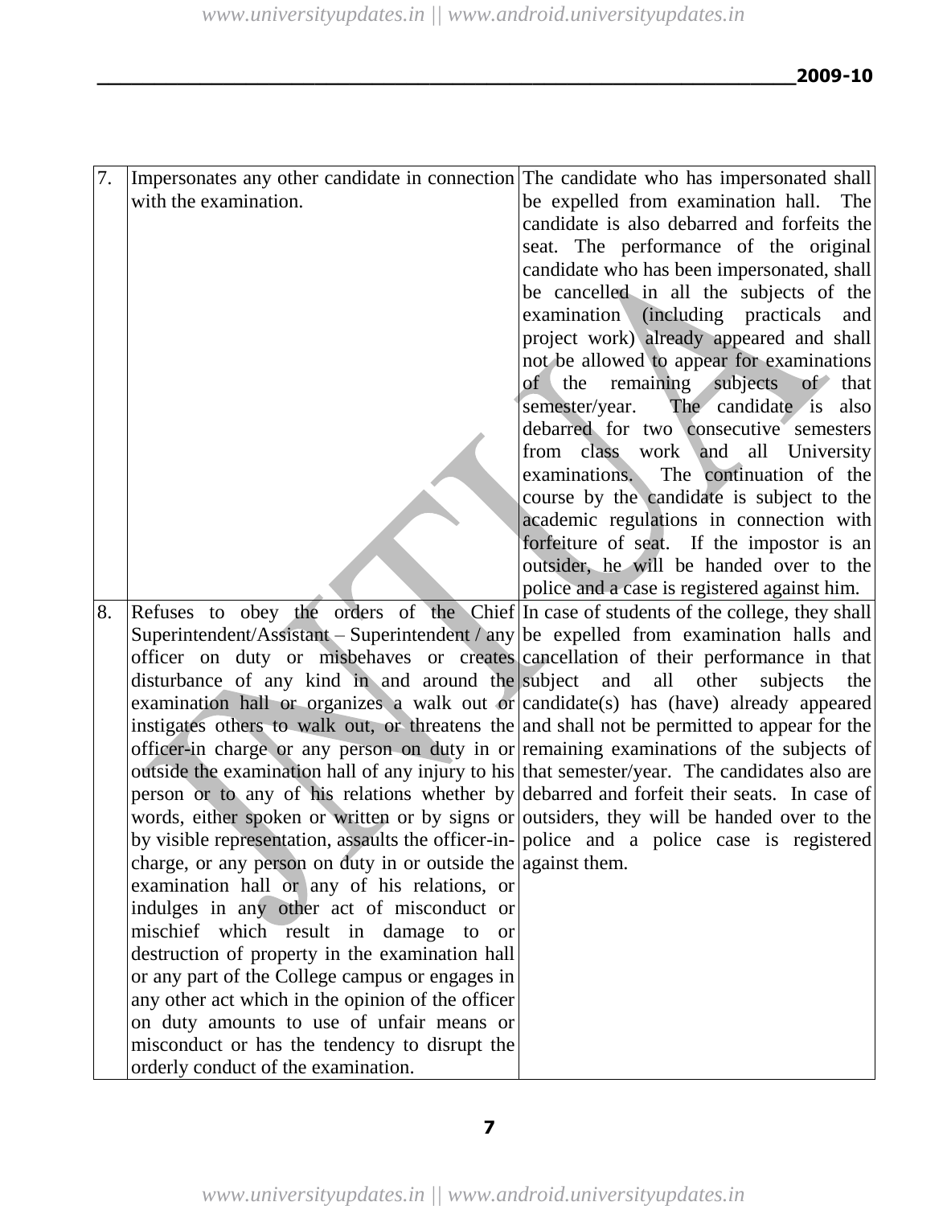| 7. | Impersonates any other candidate in connection with the examination. | The candidate who has impersonated shall be expelled from examination hall. The candidate is also debarred and forfeits the seat. The performance of the original candidate who has been impersonated, shall be cancelled in all the subjects of the examination (including practicals and project work) already appeared and shall not be allowed to appear for examinations of the remaining subjects of that semester/year. The candidate is also debarred for two consecutive semesters from class work and all University examinations. The continuation of the course by the candidate is subject to the academic regulations in connection with forfeiture of seat. If the impostor is an outsider, he will be handed over to the police and a case is registered against him. |
|---|---|---|
| 8. | Refuses to obey the orders of the Chief Superintendent/Assistant – Superintendent / any officer on duty or misbehaves or creates disturbance of any kind in and around the examination hall or organizes a walk out or instigates others to walk out, or threatens the officer-in charge or any person on duty in or outside the examination hall of any injury to his person or to any of his relations whether by words, either spoken or written or by signs or by visible representation, assaults the officer-in-charge, or any person on duty in or outside the examination hall or any of his relations, or indulges in any other act of misconduct or mischief which result in damage to or destruction of property in the examination hall or any part of the College campus or engages in any other act which in the opinion of the officer on duty amounts to use of unfair means or misconduct or has the tendency to disrupt the orderly conduct of the examination. | In case of students of the college, they shall be expelled from examination halls and cancellation of their performance in that subject and all other subjects the candidate(s) has (have) already appeared and shall not be permitted to appear for the remaining examinations of the subjects of that semester/year. The candidates also are debarred and forfeit their seats. In case of outsiders, they will be handed over to the police and a police case is registered against them. |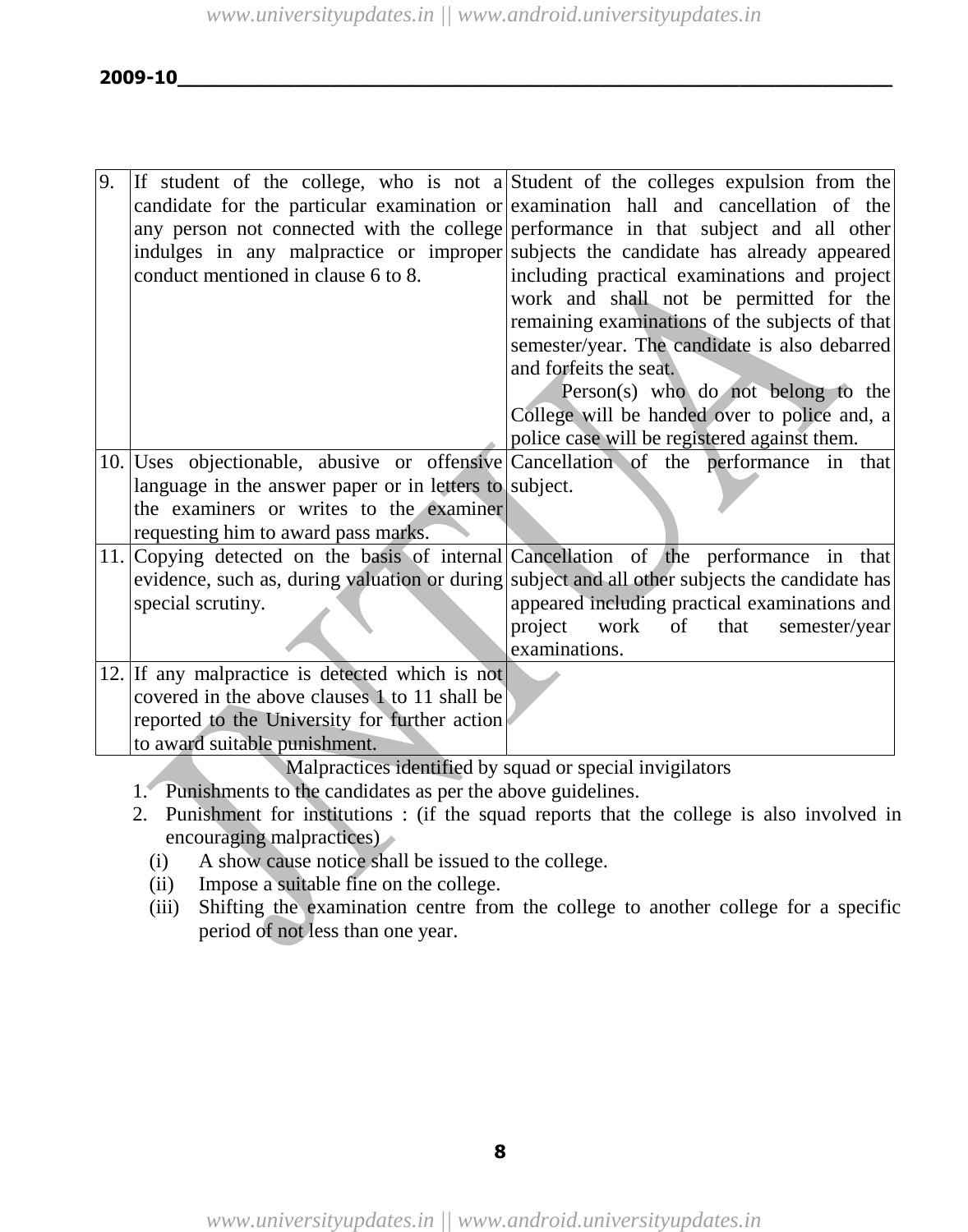| | | |
|---|---|---|
| 9. | If student of the college, who is not a candidate for the particular examination or any person not connected with the college indulges in any malpractice or improper conduct mentioned in clause 6 to 8. | Student of the colleges expulsion from the examination hall and cancellation of the performance in that subject and all other subjects the candidate has already appeared including practical examinations and project work and shall not be permitted for the remaining examinations of the subjects of that semester/year. The candidate is also debarred and forfeits the seat.<br>Person(s) who do not belong to the College will be handed over to police and, a police case will be registered against them. |
| 10. | Uses objectionable, abusive or offensive language in the answer paper or in letters to the examiners or writes to the examiner requesting him to award pass marks. | Cancellation of the performance in that subject. |
| 11. | Copying detected on the basis of internal evidence, such as, during valuation or during special scrutiny. | Cancellation of the performance in that subject and all other subjects the candidate has appeared including practical examinations and project work of that semester/year examinations. |
| 12. | If any malpractice is detected which is not covered in the above clauses 1 to 11 shall be reported to the University for further action to award suitable punishment. | |

Malpractices identified by squad or special invigilators

1. Punishments to the candidates as per the above guidelines.
2. Punishment for institutions : (if the squad reports that the college is also involved in encouraging malpractices)
   (i) A show cause notice shall be issued to the college.
   (ii) Impose a suitable fine on the college.
   (iii) Shifting the examination centre from the college to another college for a specific period of not less than one year.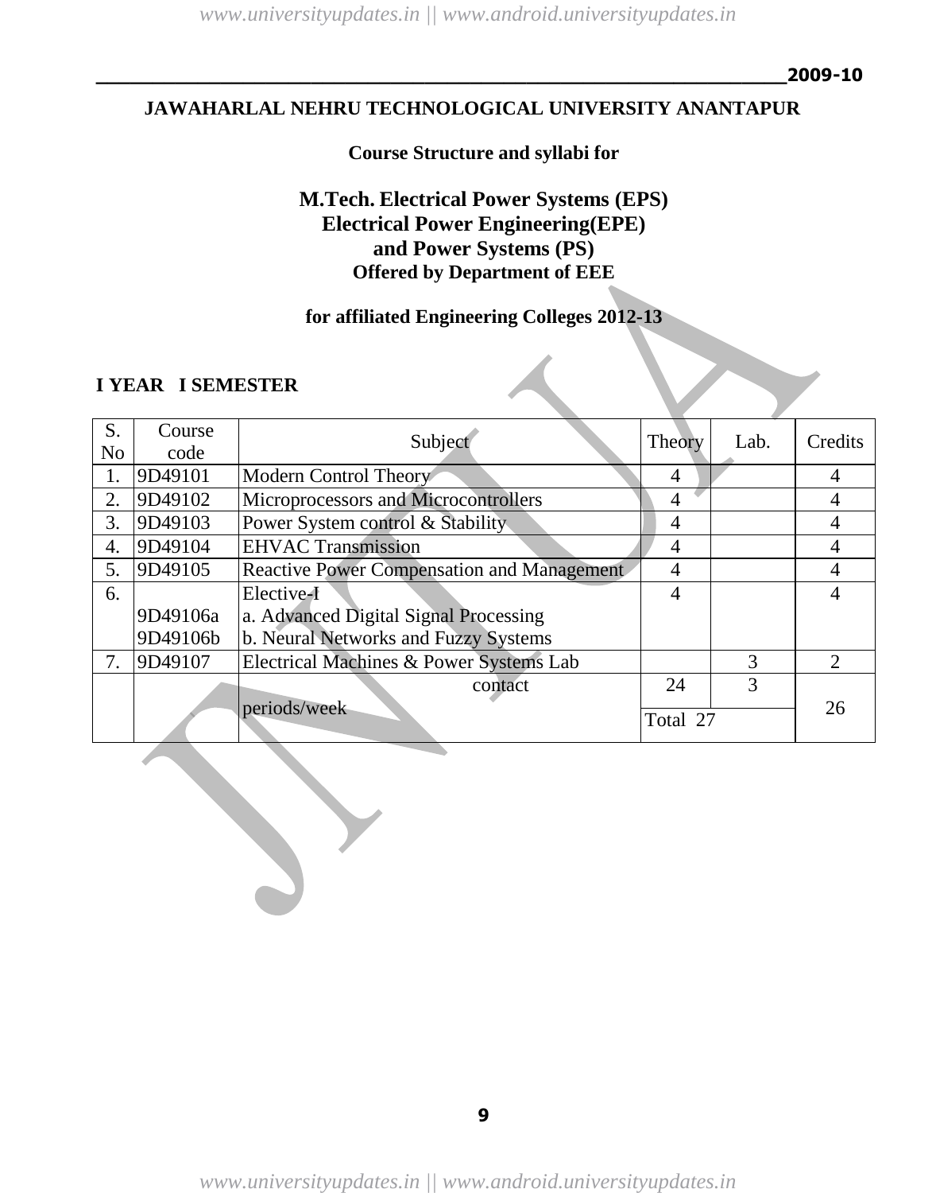2009-10

# JAWAHARLAL NEHRU TECHNOLOGICAL UNIVERSITY ANANTAPUR

**Course Structure and syllabi for**

## M.Tech. Electrical Power Systems (EPS) Electrical Power Engineering(EPE) and Power Systems (PS)

**Offered by Department of EEE**

**for affiliated Engineering Colleges 2012-13**

### I YEAR I SEMESTER

| S. No | Course code | Subject | Theory | Lab. | Credits |
|---|---|---|---|---|---|
| 1. | 9D49101 | Modern Control Theory | 4 | | 4 |
| 2. | 9D49102 | Microprocessors and Microcontrollers | 4 | | 4 |
| 3. | 9D49103 | Power System control & Stability | 4 | | 4 |
| 4. | 9D49104 | EHVAC Transmission | 4 | | 4 |
| 5. | 9D49105 | Reactive Power Compensation and Management | 4 | | 4 |
| 6. | 9D49106a<br>9D49106b | Elective-I<br>a. Advanced Digital Signal Processing<br>b. Neural Networks and Fuzzy Systems | 4 | | 4 |
| 7. | 9D49107 | Electrical Machines & Power Systems Lab | | 3 | 2 |
| | | contact periods/week | 24 | 3 | 26 |
| | | | Total 27 | | |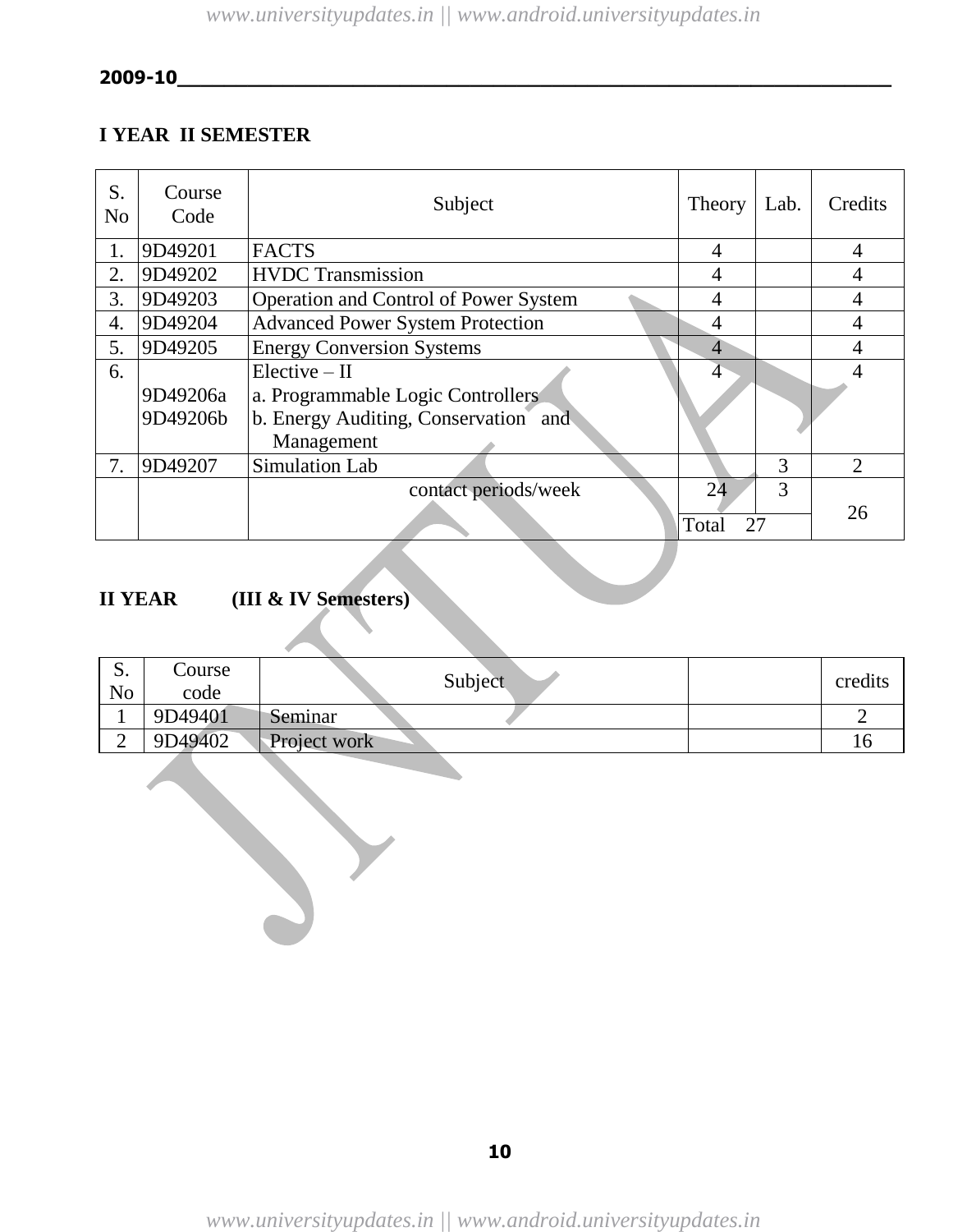2009-10

## I YEAR II SEMESTER

| S. No | Course Code | Subject | Theory | Lab. | Credits |
|---|---|---|---|---|---|
| 1. | 9D49201 | FACTS | 4 | | 4 |
| 2. | 9D49202 | HVDC Transmission | 4 | | 4 |
| 3. | 9D49203 | Operation and Control of Power System | 4 | | 4 |
| 4. | 9D49204 | Advanced Power System Protection | 4 | | 4 |
| 5. | 9D49205 | Energy Conversion Systems | 4 | | 4 |
| 6. | 9D49206a<br>9D49206b | Elective – II<br>a. Programmable Logic Controllers<br>b. Energy Auditing, Conservation and Management | 4 | | 4 |
| 7. | 9D49207 | Simulation Lab | | 3 | 2 |
| | | contact periods/week | 24 | 3 | 26 |
| | | | Total 27 | | |

## II YEAR (III & IV Semesters)

| S. No | Course code | Subject | | credits |
|---|---|---|---|---|
| 1 | 9D49401 | Seminar | | 2 |
| 2 | 9D49402 | Project work | | 16 |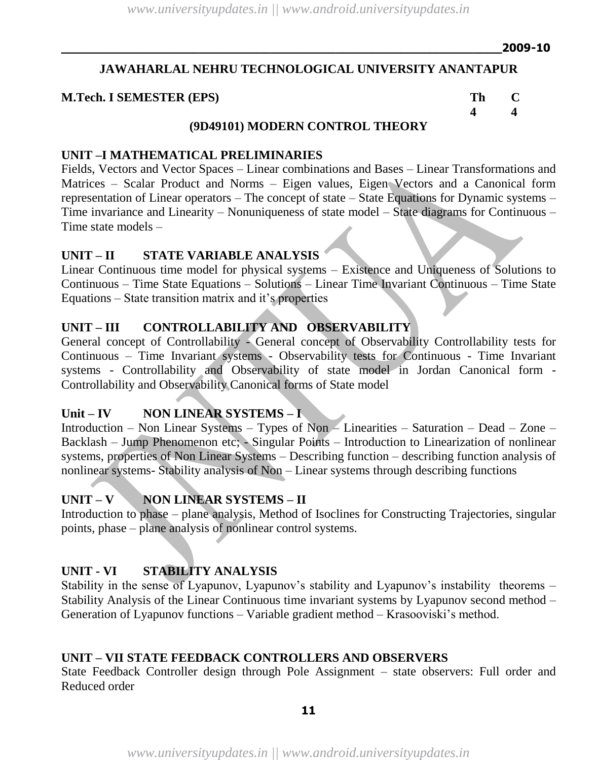2009-10

## JAWAHARLAL NEHRU TECHNOLOGICAL UNIVERSITY ANANTAPUR

**M.Tech. I SEMESTER (EPS)**

| Th | C |
|---|---|
| 4 | 4 |

### (9D49101) MODERN CONTROL THEORY

**UNIT –I MATHEMATICAL PRELIMINARIES**

Fields, Vectors and Vector Spaces – Linear combinations and Bases – Linear Transformations and Matrices – Scalar Product and Norms – Eigen values, Eigen Vectors and a Canonical form representation of Linear operators – The concept of state – State Equations for Dynamic systems – Time invariance and Linearity – Nonuniqueness of state model – State diagrams for Continuous – Time state models –

**UNIT – II STATE VARIABLE ANALYSIS**

Linear Continuous time model for physical systems – Existence and Uniqueness of Solutions to Continuous – Time State Equations – Solutions – Linear Time Invariant Continuous – Time State Equations – State transition matrix and it's properties

**UNIT – III CONTROLLABILITY AND OBSERVABILITY**

General concept of Controllability - General concept of Observability Controllability tests for Continuous – Time Invariant systems - Observability tests for Continuous - Time Invariant systems - Controllability and Observability of state model in Jordan Canonical form - Controllability and Observability Canonical forms of State model

**Unit – IV NON LINEAR SYSTEMS – I**

Introduction – Non Linear Systems – Types of Non – Linearities – Saturation – Dead – Zone – Backlash – Jump Phenomenon etc; - Singular Points – Introduction to Linearization of nonlinear systems, properties of Non Linear Systems – Describing function – describing function analysis of nonlinear systems- Stability analysis of Non – Linear systems through describing functions

**UNIT – V NON LINEAR SYSTEMS – II**

Introduction to phase – plane analysis, Method of Isoclines for Constructing Trajectories, singular points, phase – plane analysis of nonlinear control systems.

**UNIT - VI STABILITY ANALYSIS**

Stability in the sense of Lyapunov, Lyapunov's stability and Lyapunov's instability theorems – Stability Analysis of the Linear Continuous time invariant systems by Lyapunov second method – Generation of Lyapunov functions – Variable gradient method – Krasooviski's method.

**UNIT – VII STATE FEEDBACK CONTROLLERS AND OBSERVERS**

State Feedback Controller design through Pole Assignment – state observers: Full order and Reduced order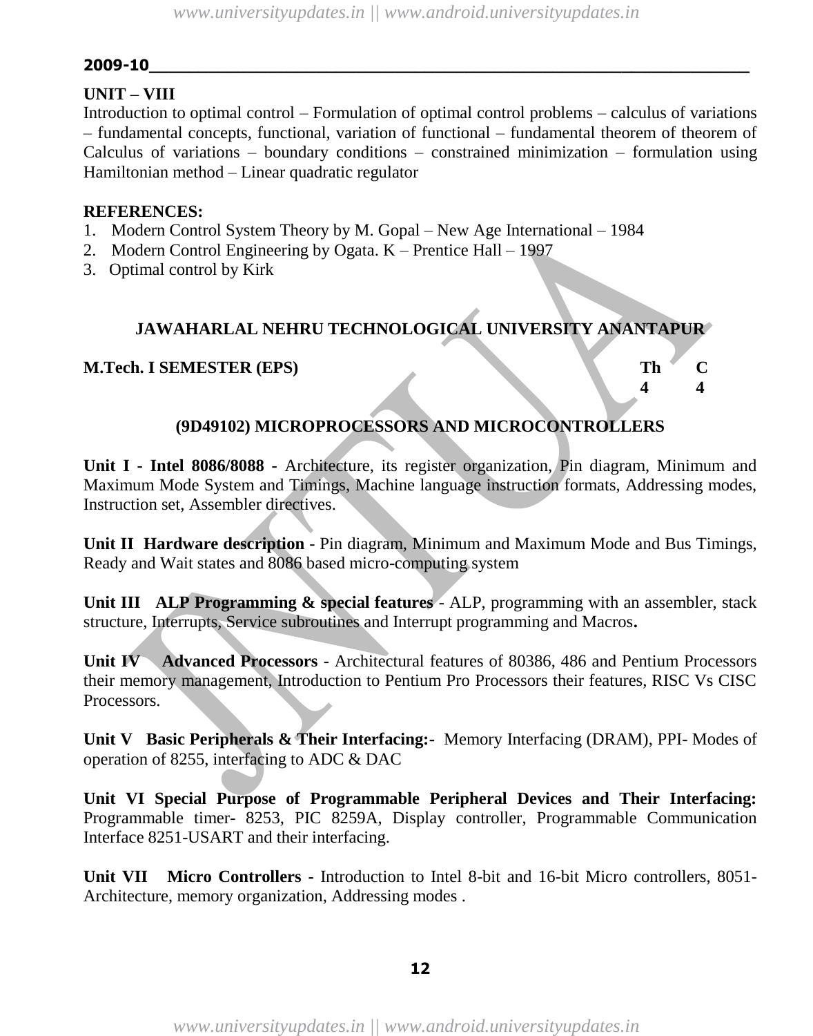**2009-10**

**UNIT – VIII**

Introduction to optimal control – Formulation of optimal control problems – calculus of variations – fundamental concepts, functional, variation of functional – fundamental theorem of theorem of Calculus of variations – boundary conditions – constrained minimization – formulation using Hamiltonian method – Linear quadratic regulator

**REFERENCES:**

1. Modern Control System Theory by M. Gopal – New Age International – 1984
2. Modern Control Engineering by Ogata. K – Prentice Hall – 1997
3. Optimal control by Kirk

## JAWAHARLAL NEHRU TECHNOLOGICAL UNIVERSITY ANANTAPUR

| **M.Tech. I SEMESTER (EPS)** | **Th** | **C** |
|---|---|---|
| | **4** | **4** |

### (9D49102) MICROPROCESSORS AND MICROCONTROLLERS

**Unit I - Intel 8086/8088 -** Architecture, its register organization, Pin diagram, Minimum and Maximum Mode System and Timings, Machine language instruction formats, Addressing modes, Instruction set, Assembler directives.

**Unit II Hardware description** - Pin diagram, Minimum and Maximum Mode and Bus Timings, Ready and Wait states and 8086 based micro-computing system

**Unit III ALP Programming & special features** - ALP, programming with an assembler, stack structure, Interrupts, Service subroutines and Interrupt programming and Macros**.**

**Unit IV Advanced Processors** - Architectural features of 80386, 486 and Pentium Processors their memory management, Introduction to Pentium Pro Processors their features, RISC Vs CISC Processors.

**Unit V Basic Peripherals & Their Interfacing:-** Memory Interfacing (DRAM), PPI- Modes of operation of 8255, interfacing to ADC & DAC

**Unit VI Special Purpose of Programmable Peripheral Devices and Their Interfacing:** Programmable timer- 8253, PIC 8259A, Display controller, Programmable Communication Interface 8251-USART and their interfacing.

**Unit VII Micro Controllers -** Introduction to Intel 8-bit and 16-bit Micro controllers, 8051- Architecture, memory organization, Addressing modes .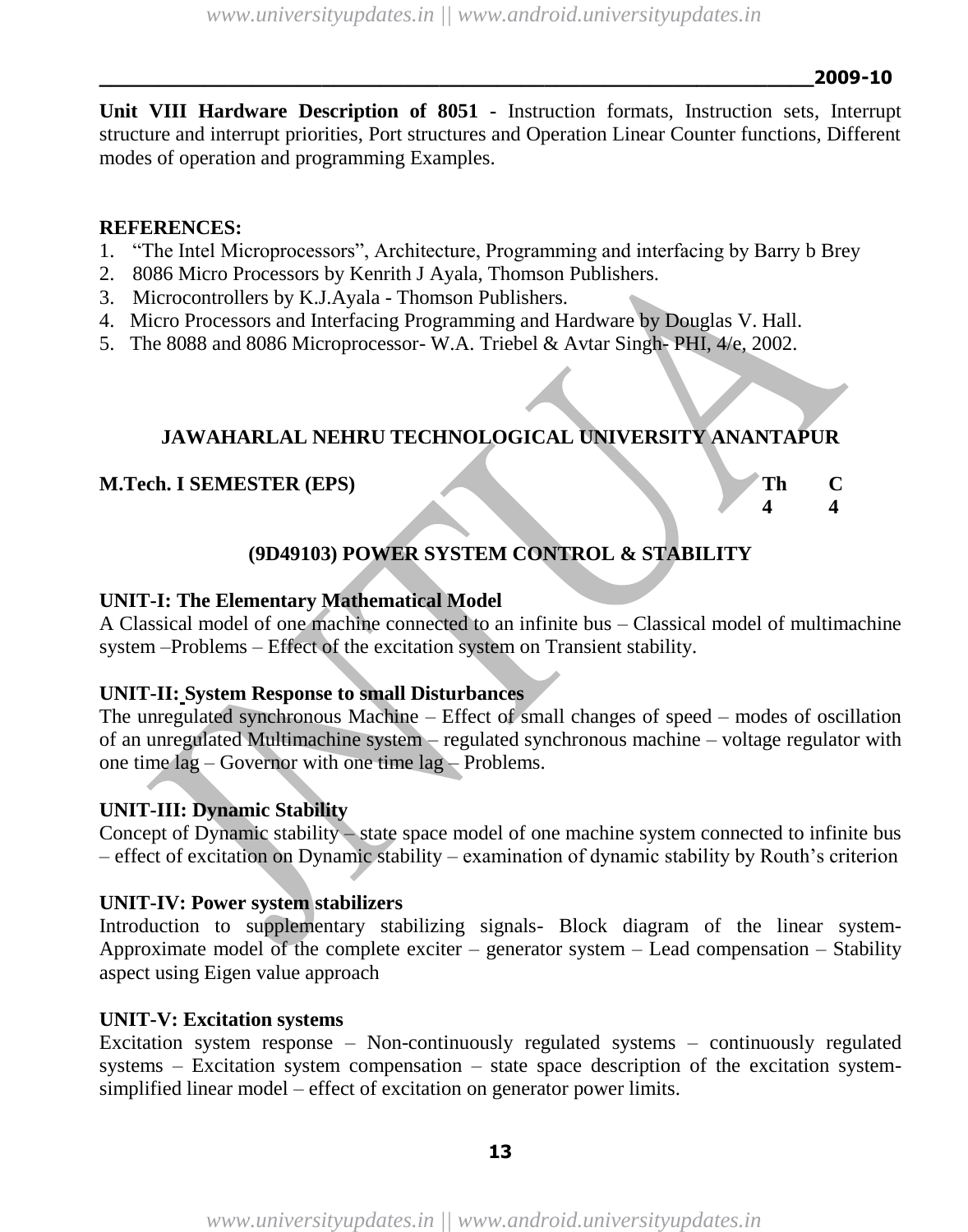**Unit VIII Hardware Description of 8051** - Instruction formats, Instruction sets, Interrupt structure and interrupt priorities, Port structures and Operation Linear Counter functions, Different modes of operation and programming Examples.

**REFERENCES:**

1. "The Intel Microprocessors", Architecture, Programming and interfacing by Barry b Brey
2. 8086 Micro Processors by Kenrith J Ayala, Thomson Publishers.
3. Microcontrollers by K.J.Ayala - Thomson Publishers.
4. Micro Processors and Interfacing Programming and Hardware by Douglas V. Hall.
5. The 8088 and 8086 Microprocessor- W.A. Triebel & Avtar Singh- PHI, 4/e, 2002.

## JAWAHARLAL NEHRU TECHNOLOGICAL UNIVERSITY ANANTAPUR

**M.Tech. I SEMESTER (EPS)**

| Th | C |
|---|---|
| 4 | 4 |

### (9D49103) POWER SYSTEM CONTROL & STABILITY

**UNIT-I: The Elementary Mathematical Model**

A Classical model of one machine connected to an infinite bus – Classical model of multimachine system –Problems – Effect of the excitation system on Transient stability.

**UNIT-II: System Response to small Disturbances**

The unregulated synchronous Machine – Effect of small changes of speed – modes of oscillation of an unregulated Multimachine system – regulated synchronous machine – voltage regulator with one time lag – Governor with one time lag – Problems.

**UNIT-III: Dynamic Stability**

Concept of Dynamic stability – state space model of one machine system connected to infinite bus – effect of excitation on Dynamic stability – examination of dynamic stability by Routh's criterion

**UNIT-IV: Power system stabilizers**

Introduction to supplementary stabilizing signals- Block diagram of the linear system- Approximate model of the complete exciter – generator system – Lead compensation – Stability aspect using Eigen value approach

**UNIT-V: Excitation systems**

Excitation system response – Non-continuously regulated systems – continuously regulated systems – Excitation system compensation – state space description of the excitation system- simplified linear model – effect of excitation on generator power limits.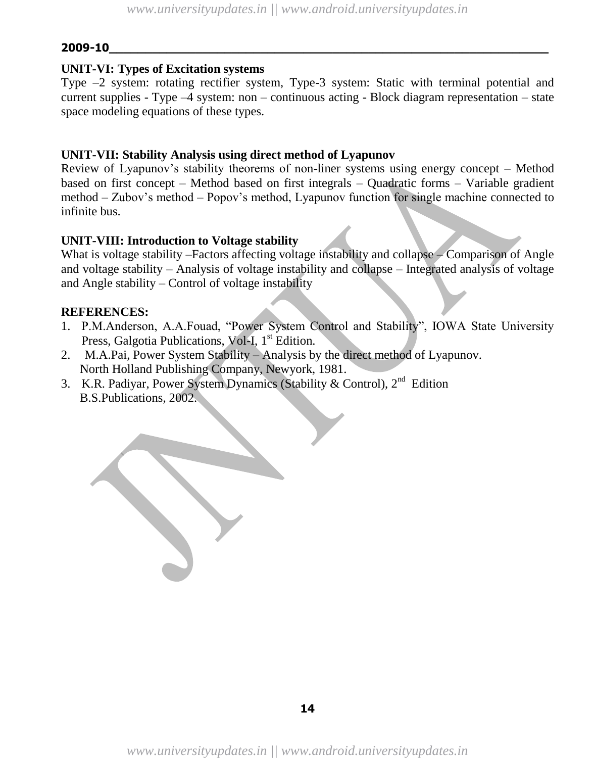**2009-10**

### UNIT-VI: Types of Excitation systems

Type –2 system: rotating rectifier system, Type-3 system: Static with terminal potential and current supplies - Type –4 system: non – continuous acting - Block diagram representation – state space modeling equations of these types.

### UNIT-VII: Stability Analysis using direct method of Lyapunov

Review of Lyapunov's stability theorems of non-liner systems using energy concept – Method based on first concept – Method based on first integrals – Quadratic forms – Variable gradient method – Zubov's method – Popov's method, Lyapunov function for single machine connected to infinite bus.

### UNIT-VIII: Introduction to Voltage stability

What is voltage stability –Factors affecting voltage instability and collapse – Comparison of Angle and voltage stability – Analysis of voltage instability and collapse – Integrated analysis of voltage and Angle stability – Control of voltage instability

### REFERENCES:

1. P.M.Anderson, A.A.Fouad, "Power System Control and Stability", IOWA State University Press, Galgotia Publications, Vol-I, 1st Edition.
2. M.A.Pai, Power System Stability – Analysis by the direct method of Lyapunov. North Holland Publishing Company, Newyork, 1981.
3. K.R. Padiyar, Power System Dynamics (Stability & Control), 2nd Edition B.S.Publications, 2002.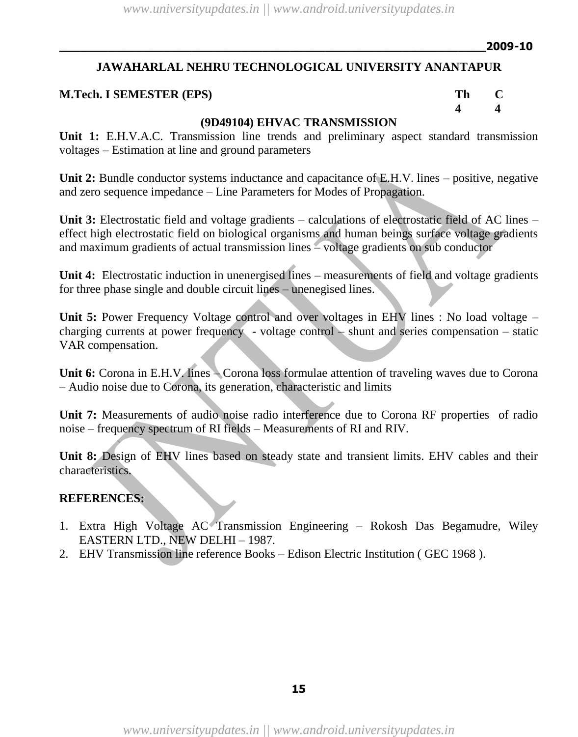2009-10

## JAWAHARLAL NEHRU TECHNOLOGICAL UNIVERSITY ANANTAPUR

**M.Tech. I SEMESTER (EPS)**

| Th | C |
|---|---|
| 4 | 4 |

### (9D49104) EHVAC TRANSMISSION

**Unit 1:** E.H.V.A.C. Transmission line trends and preliminary aspect standard transmission voltages – Estimation at line and ground parameters

**Unit 2:** Bundle conductor systems inductance and capacitance of E.H.V. lines – positive, negative and zero sequence impedance – Line Parameters for Modes of Propagation.

**Unit 3:** Electrostatic field and voltage gradients – calculations of electrostatic field of AC lines – effect high electrostatic field on biological organisms and human beings surface voltage gradients and maximum gradients of actual transmission lines – voltage gradients on sub conductor

**Unit 4:** Electrostatic induction in unenergised lines – measurements of field and voltage gradients for three phase single and double circuit lines – unenegised lines.

**Unit 5:** Power Frequency Voltage control and over voltages in EHV lines : No load voltage – charging currents at power frequency - voltage control – shunt and series compensation – static VAR compensation.

**Unit 6:** Corona in E.H.V. lines – Corona loss formulae attention of traveling waves due to Corona – Audio noise due to Corona, its generation, characteristic and limits

**Unit 7:** Measurements of audio noise radio interference due to Corona RF properties of radio noise – frequency spectrum of RI fields – Measurements of RI and RIV.

**Unit 8:** Design of EHV lines based on steady state and transient limits. EHV cables and their characteristics.

**REFERENCES:**

1. Extra High Voltage AC Transmission Engineering – Rokosh Das Begamudre, Wiley EASTERN LTD., NEW DELHI – 1987.
2. EHV Transmission line reference Books – Edison Electric Institution ( GEC 1968 ).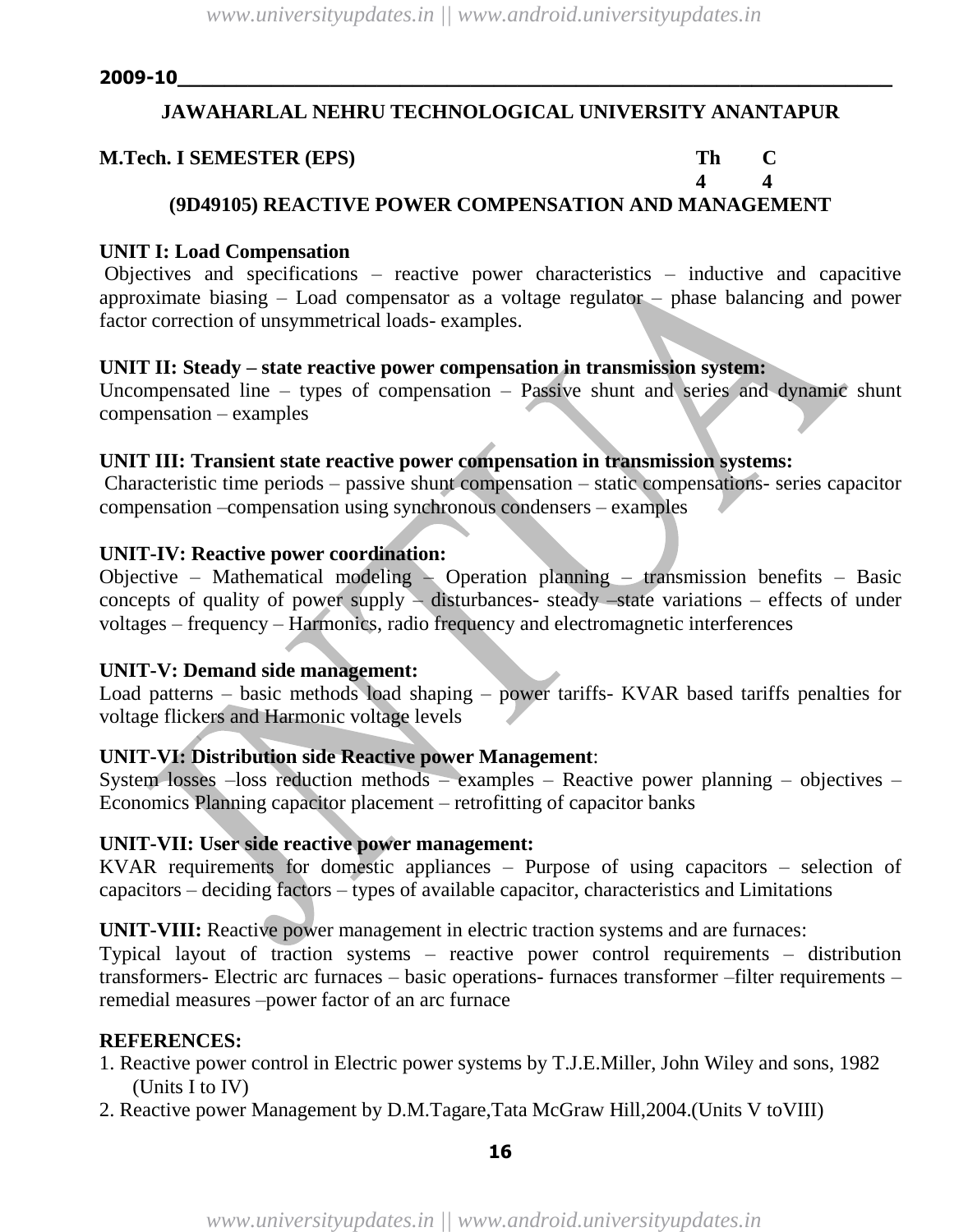**2009-10**

# JAWAHARLAL NEHRU TECHNOLOGICAL UNIVERSITY ANANTAPUR

**M.Tech. I SEMESTER (EPS)**

| Th | C |
|---|---|
| 4 | 4 |

## (9D49105) REACTIVE POWER COMPENSATION AND MANAGEMENT

**UNIT I: Load Compensation**

Objectives and specifications – reactive power characteristics – inductive and capacitive approximate biasing – Load compensator as a voltage regulator – phase balancing and power factor correction of unsymmetrical loads- examples.

**UNIT II: Steady – state reactive power compensation in transmission system:**

Uncompensated line – types of compensation – Passive shunt and series and dynamic shunt compensation – examples

**UNIT III: Transient state reactive power compensation in transmission systems:**

Characteristic time periods – passive shunt compensation – static compensations- series capacitor compensation –compensation using synchronous condensers – examples

**UNIT-IV: Reactive power coordination:**

Objective – Mathematical modeling – Operation planning – transmission benefits – Basic concepts of quality of power supply – disturbances- steady –state variations – effects of under voltages – frequency – Harmonics, radio frequency and electromagnetic interferences

**UNIT-V: Demand side management:**

Load patterns – basic methods load shaping – power tariffs- KVAR based tariffs penalties for voltage flickers and Harmonic voltage levels

**UNIT-VI: Distribution side Reactive power Management**:

System losses –loss reduction methods – examples – Reactive power planning – objectives – Economics Planning capacitor placement – retrofitting of capacitor banks

**UNIT-VII: User side reactive power management:**

KVAR requirements for domestic appliances – Purpose of using capacitors – selection of capacitors – deciding factors – types of available capacitor, characteristics and Limitations

**UNIT-VIII:** Reactive power management in electric traction systems and are furnaces:

Typical layout of traction systems – reactive power control requirements – distribution transformers- Electric arc furnaces – basic operations- furnaces transformer –filter requirements – remedial measures –power factor of an arc furnace

**REFERENCES:**

1. Reactive power control in Electric power systems by T.J.E.Miller, John Wiley and sons, 1982 (Units I to IV)
2. Reactive power Management by D.M.Tagare,Tata McGraw Hill,2004.(Units V toVIII)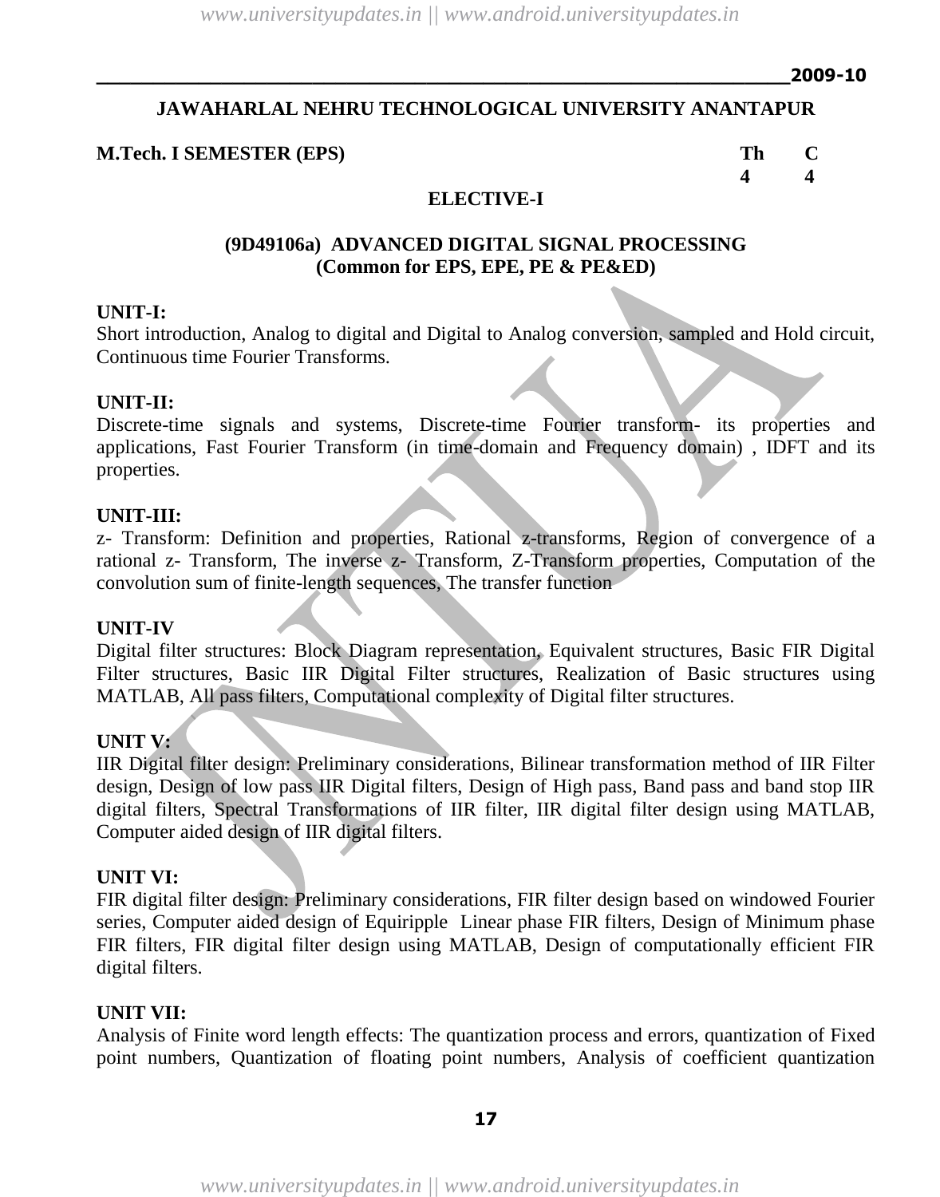2009-10

## JAWAHARLAL NEHRU TECHNOLOGICAL UNIVERSITY ANANTAPUR

**M.Tech. I SEMESTER (EPS)**

| Th | C |
|---|---|
| 4 | 4 |

### ELECTIVE-I

### (9D49106a) ADVANCED DIGITAL SIGNAL PROCESSING
**(Common for EPS, EPE, PE & PE&ED)**

**UNIT-I:**
Short introduction, Analog to digital and Digital to Analog conversion, sampled and Hold circuit, Continuous time Fourier Transforms.

**UNIT-II:**
Discrete-time signals and systems, Discrete-time Fourier transform- its properties and applications, Fast Fourier Transform (in time-domain and Frequency domain) , IDFT and its properties.

**UNIT-III:**
z- Transform: Definition and properties, Rational z-transforms, Region of convergence of a rational z- Transform, The inverse z- Transform, Z-Transform properties, Computation of the convolution sum of finite-length sequences, The transfer function

**UNIT-IV**
Digital filter structures: Block Diagram representation, Equivalent structures, Basic FIR Digital Filter structures, Basic IIR Digital Filter structures, Realization of Basic structures using MATLAB, All pass filters, Computational complexity of Digital filter structures.

**UNIT V:**
IIR Digital filter design: Preliminary considerations, Bilinear transformation method of IIR Filter design, Design of low pass IIR Digital filters, Design of High pass, Band pass and band stop IIR digital filters, Spectral Transformations of IIR filter, IIR digital filter design using MATLAB, Computer aided design of IIR digital filters.

**UNIT VI:**
FIR digital filter design: Preliminary considerations, FIR filter design based on windowed Fourier series, Computer aided design of Equiripple Linear phase FIR filters, Design of Minimum phase FIR filters, FIR digital filter design using MATLAB, Design of computationally efficient FIR digital filters.

**UNIT VII:**
Analysis of Finite word length effects: The quantization process and errors, quantization of Fixed point numbers, Quantization of floating point numbers, Analysis of coefficient quantization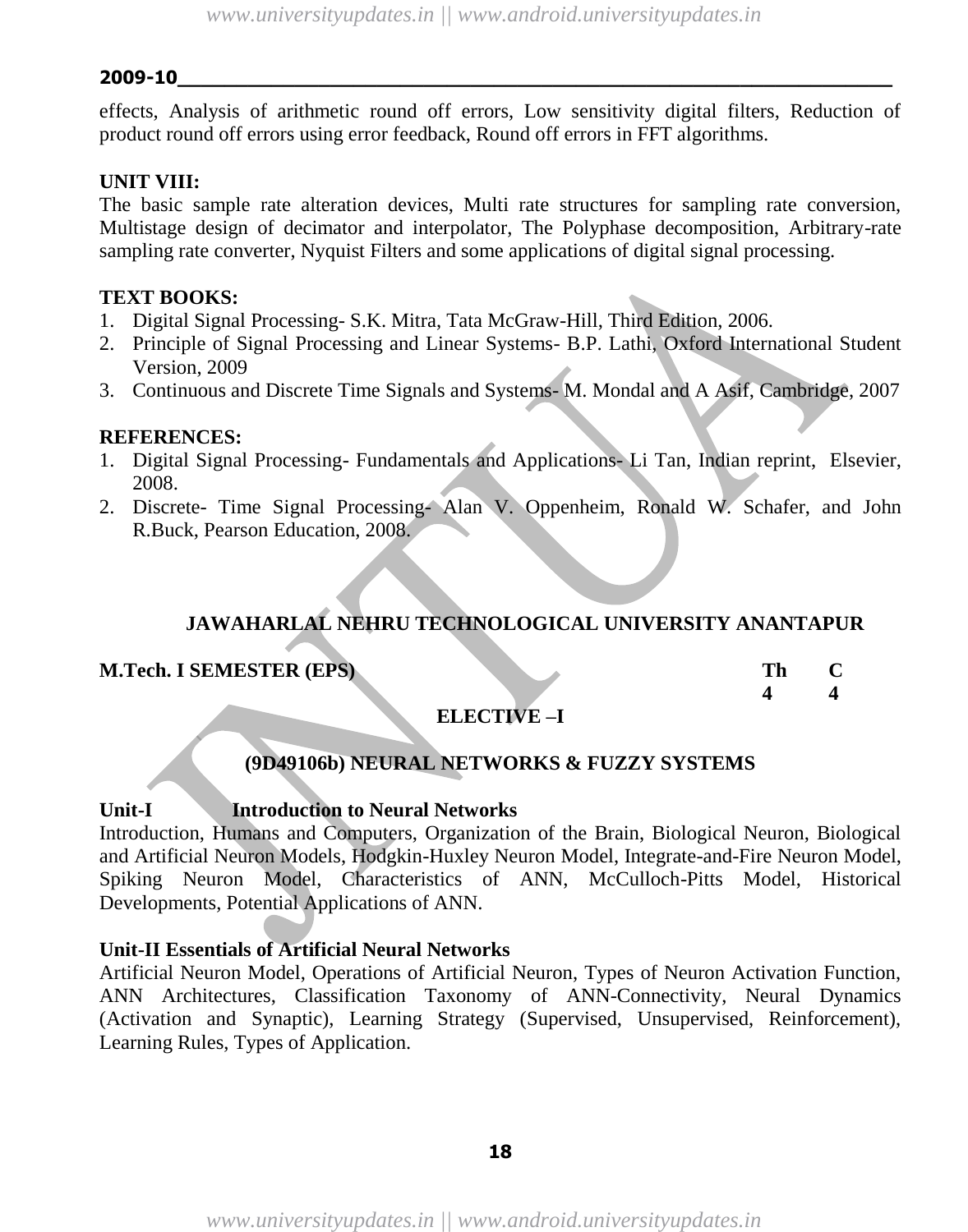effects, Analysis of arithmetic round off errors, Low sensitivity digital filters, Reduction of product round off errors using error feedback, Round off errors in FFT algorithms.

**UNIT VIII:**

The basic sample rate alteration devices, Multi rate structures for sampling rate conversion, Multistage design of decimator and interpolator, The Polyphase decomposition, Arbitrary-rate sampling rate converter, Nyquist Filters and some applications of digital signal processing.

**TEXT BOOKS:**

1. Digital Signal Processing- S.K. Mitra, Tata McGraw-Hill, Third Edition, 2006.
2. Principle of Signal Processing and Linear Systems- B.P. Lathi, Oxford International Student Version, 2009
3. Continuous and Discrete Time Signals and Systems- M. Mondal and A Asif, Cambridge, 2007

**REFERENCES:**

1. Digital Signal Processing- Fundamentals and Applications- Li Tan, Indian reprint, Elsevier, 2008.
2. Discrete- Time Signal Processing- Alan V. Oppenheim, Ronald W. Schafer, and John R.Buck, Pearson Education, 2008.

## JAWAHARLAL NEHRU TECHNOLOGICAL UNIVERSITY ANANTAPUR

**M.Tech. I SEMESTER (EPS)**

| Th | C |
|---|---|
| 4 | 4 |

**ELECTIVE –I**

### (9D49106b) NEURAL NETWORKS & FUZZY SYSTEMS

**Unit-I Introduction to Neural Networks**

Introduction, Humans and Computers, Organization of the Brain, Biological Neuron, Biological and Artificial Neuron Models, Hodgkin-Huxley Neuron Model, Integrate-and-Fire Neuron Model, Spiking Neuron Model, Characteristics of ANN, McCulloch-Pitts Model, Historical Developments, Potential Applications of ANN.

**Unit-II Essentials of Artificial Neural Networks**

Artificial Neuron Model, Operations of Artificial Neuron, Types of Neuron Activation Function, ANN Architectures, Classification Taxonomy of ANN-Connectivity, Neural Dynamics (Activation and Synaptic), Learning Strategy (Supervised, Unsupervised, Reinforcement), Learning Rules, Types of Application.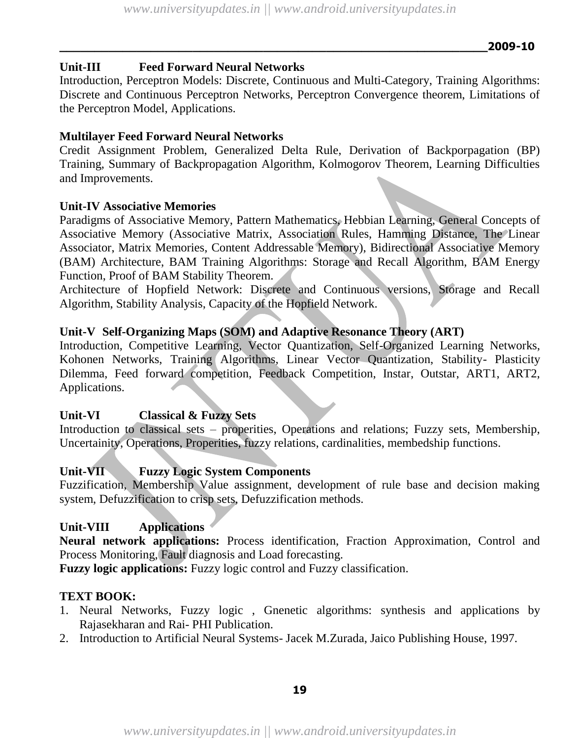## Unit-III Feed Forward Neural Networks

Introduction, Perceptron Models: Discrete, Continuous and Multi-Category, Training Algorithms: Discrete and Continuous Perceptron Networks, Perceptron Convergence theorem, Limitations of the Perceptron Model, Applications.

### Multilayer Feed Forward Neural Networks

Credit Assignment Problem, Generalized Delta Rule, Derivation of Backporpagation (BP) Training, Summary of Backpropagation Algorithm, Kolmogorov Theorem, Learning Difficulties and Improvements.

## Unit-IV Associative Memories

Paradigms of Associative Memory, Pattern Mathematics, Hebbian Learning, General Concepts of Associative Memory (Associative Matrix, Association Rules, Hamming Distance, The Linear Associator, Matrix Memories, Content Addressable Memory), Bidirectional Associative Memory (BAM) Architecture, BAM Training Algorithms: Storage and Recall Algorithm, BAM Energy Function, Proof of BAM Stability Theorem.

Architecture of Hopfield Network: Discrete and Continuous versions, Storage and Recall Algorithm, Stability Analysis, Capacity of the Hopfield Network.

## Unit-V Self-Organizing Maps (SOM) and Adaptive Resonance Theory (ART)

Introduction, Competitive Learning, Vector Quantization, Self-Organized Learning Networks, Kohonen Networks, Training Algorithms, Linear Vector Quantization, Stability- Plasticity Dilemma, Feed forward competition, Feedback Competition, Instar, Outstar, ART1, ART2, Applications.

## Unit-VI Classical & Fuzzy Sets

Introduction to classical sets – properities, Operations and relations; Fuzzy sets, Membership, Uncertainity, Operations, Properities, fuzzy relations, cardinalities, membedship functions.

## Unit-VII Fuzzy Logic System Components

Fuzzification, Membership Value assignment, development of rule base and decision making system, Defuzzification to crisp sets, Defuzzification methods.

## Unit-VIII Applications

**Neural network applications:** Process identification, Fraction Approximation, Control and Process Monitoring, Fault diagnosis and Load forecasting.

**Fuzzy logic applications:** Fuzzy logic control and Fuzzy classification.

## TEXT BOOK:

1. Neural Networks, Fuzzy logic , Gnenetic algorithms: synthesis and applications by Rajasekharan and Rai- PHI Publication.
2. Introduction to Artificial Neural Systems- Jacek M.Zurada, Jaico Publishing House, 1997.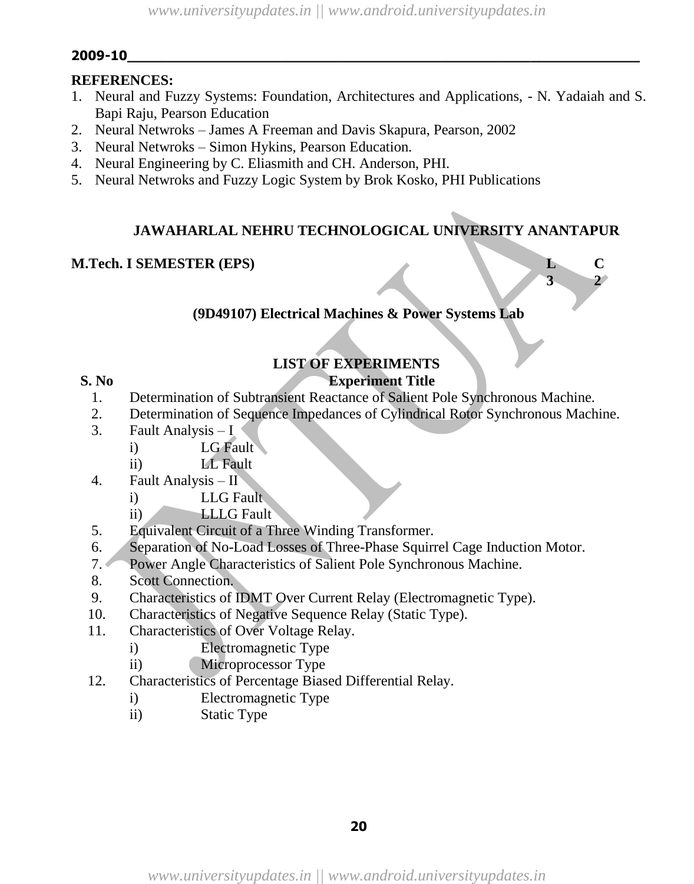**REFERENCES:**

1. Neural and Fuzzy Systems: Foundation, Architectures and Applications, - N. Yadaiah and S. Bapi Raju, Pearson Education
2. Neural Netwroks – James A Freeman and Davis Skapura, Pearson, 2002
3. Neural Netwroks – Simon Hykins, Pearson Education.
4. Neural Engineering by C. Eliasmith and CH. Anderson, PHI.
5. Neural Netwroks and Fuzzy Logic System by Brok Kosko, PHI Publications

## JAWAHARLAL NEHRU TECHNOLOGICAL UNIVERSITY ANANTAPUR

**M.Tech. I SEMESTER (EPS)**

| L | C |
|---|---|
| 3 | 2 |

### (9D49107) Electrical Machines & Power Systems Lab

#### LIST OF EXPERIMENTS

| S. No | Experiment Title |
|---|---|
| 1. | Determination of Subtransient Reactance of Salient Pole Synchronous Machine. |
| 2. | Determination of Sequence Impedances of Cylindrical Rotor Synchronous Machine. |
| 3. | Fault Analysis – I<br>i) LG Fault<br>ii) LL Fault |
| 4. | Fault Analysis – II<br>i) LLG Fault<br>ii) LLLG Fault |
| 5. | Equivalent Circuit of a Three Winding Transformer. |
| 6. | Separation of No-Load Losses of Three-Phase Squirrel Cage Induction Motor. |
| 7. | Power Angle Characteristics of Salient Pole Synchronous Machine. |
| 8. | Scott Connection. |
| 9. | Characteristics of IDMT Over Current Relay (Electromagnetic Type). |
| 10. | Characteristics of Negative Sequence Relay (Static Type). |
| 11. | Characteristics of Over Voltage Relay.<br>i) Electromagnetic Type<br>ii) Microprocessor Type |
| 12. | Characteristics of Percentage Biased Differential Relay.<br>i) Electromagnetic Type<br>ii) Static Type |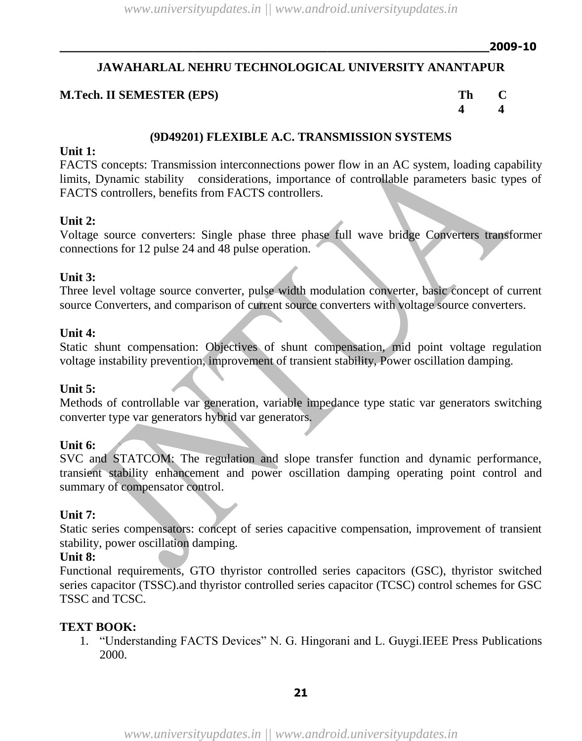2009-10

# JAWAHARLAL NEHRU TECHNOLOGICAL UNIVERSITY ANANTAPUR

**M.Tech. II SEMESTER (EPS)**

| Th | C |
|---|---|
| 4 | 4 |

## (9D49201) FLEXIBLE A.C. TRANSMISSION SYSTEMS

**Unit 1:**
FACTS concepts: Transmission interconnections power flow in an AC system, loading capability limits, Dynamic stability considerations, importance of controllable parameters basic types of FACTS controllers, benefits from FACTS controllers.

**Unit 2:**
Voltage source converters: Single phase three phase full wave bridge Converters transformer connections for 12 pulse 24 and 48 pulse operation.

**Unit 3:**
Three level voltage source converter, pulse width modulation converter, basic concept of current source Converters, and comparison of current source converters with voltage source converters.

**Unit 4:**
Static shunt compensation: Objectives of shunt compensation, mid point voltage regulation voltage instability prevention, improvement of transient stability, Power oscillation damping.

**Unit 5:**
Methods of controllable var generation, variable impedance type static var generators switching converter type var generators hybrid var generators.

**Unit 6:**
SVC and STATCOM: The regulation and slope transfer function and dynamic performance, transient stability enhancement and power oscillation damping operating point control and summary of compensator control.

**Unit 7:**
Static series compensators: concept of series capacitive compensation, improvement of transient stability, power oscillation damping.

**Unit 8:**
Functional requirements, GTO thyristor controlled series capacitors (GSC), thyristor switched series capacitor (TSSC).and thyristor controlled series capacitor (TCSC) control schemes for GSC TSSC and TCSC.

**TEXT BOOK:**

1. "Understanding FACTS Devices" N. G. Hingorani and L. Guygi.IEEE Press Publications 2000.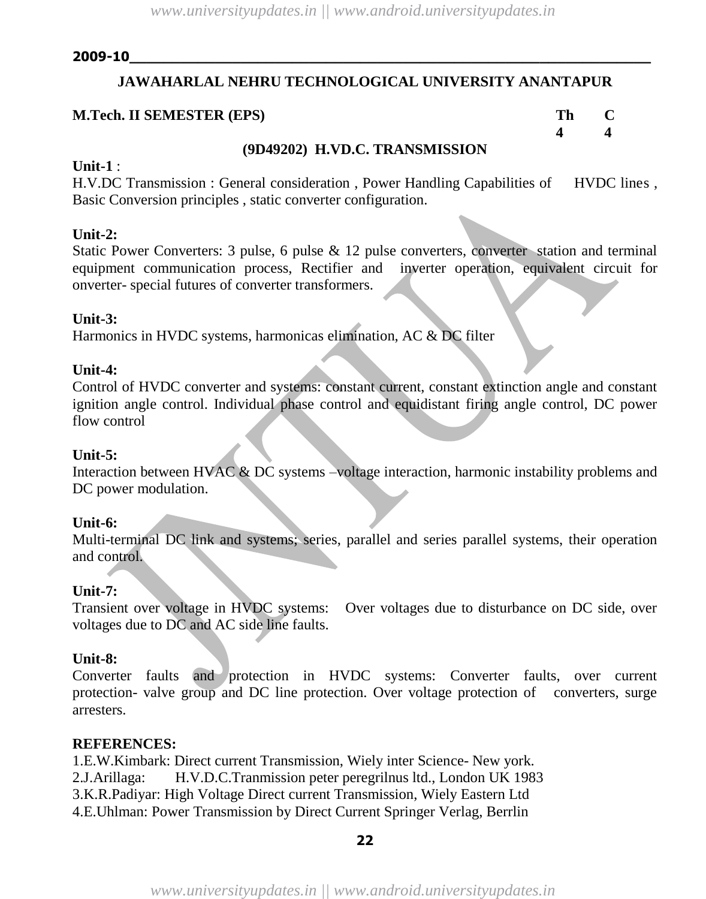2009-10

# JAWAHARLAL NEHRU TECHNOLOGICAL UNIVERSITY ANANTAPUR

**M.Tech. II SEMESTER (EPS)**

| Th | C |
|---|---|
| 4 | 4 |

## (9D49202) H.VD.C. TRANSMISSION

**Unit-1** :
H.V.DC Transmission : General consideration , Power Handling Capabilities of HVDC lines , Basic Conversion principles , static converter configuration.

**Unit-2:**
Static Power Converters: 3 pulse, 6 pulse & 12 pulse converters, converter station and terminal equipment communication process, Rectifier and inverter operation, equivalent circuit for onverter- special futures of converter transformers.

**Unit-3:**
Harmonics in HVDC systems, harmonicas elimination, AC & DC filter

**Unit-4:**
Control of HVDC converter and systems: constant current, constant extinction angle and constant ignition angle control. Individual phase control and equidistant firing angle control, DC power flow control

**Unit-5:**
Interaction between HVAC & DC systems –voltage interaction, harmonic instability problems and DC power modulation.

**Unit-6:**
Multi-terminal DC link and systems; series, parallel and series parallel systems, their operation and control.

**Unit-7:**
Transient over voltage in HVDC systems: Over voltages due to disturbance on DC side, over voltages due to DC and AC side line faults.

**Unit-8:**
Converter faults and protection in HVDC systems: Converter faults, over current protection- valve group and DC line protection. Over voltage protection of converters, surge arresters.

**REFERENCES:**

1. E.W.Kimbark: Direct current Transmission, Wiely inter Science- New york.
2. J.Arillaga: H.V.D.C.Tranmission peter peregrilnus ltd., London UK 1983
3. K.R.Padiyar: High Voltage Direct current Transmission, Wiely Eastern Ltd
4. E.Uhlman: Power Transmission by Direct Current Springer Verlag, Berrlin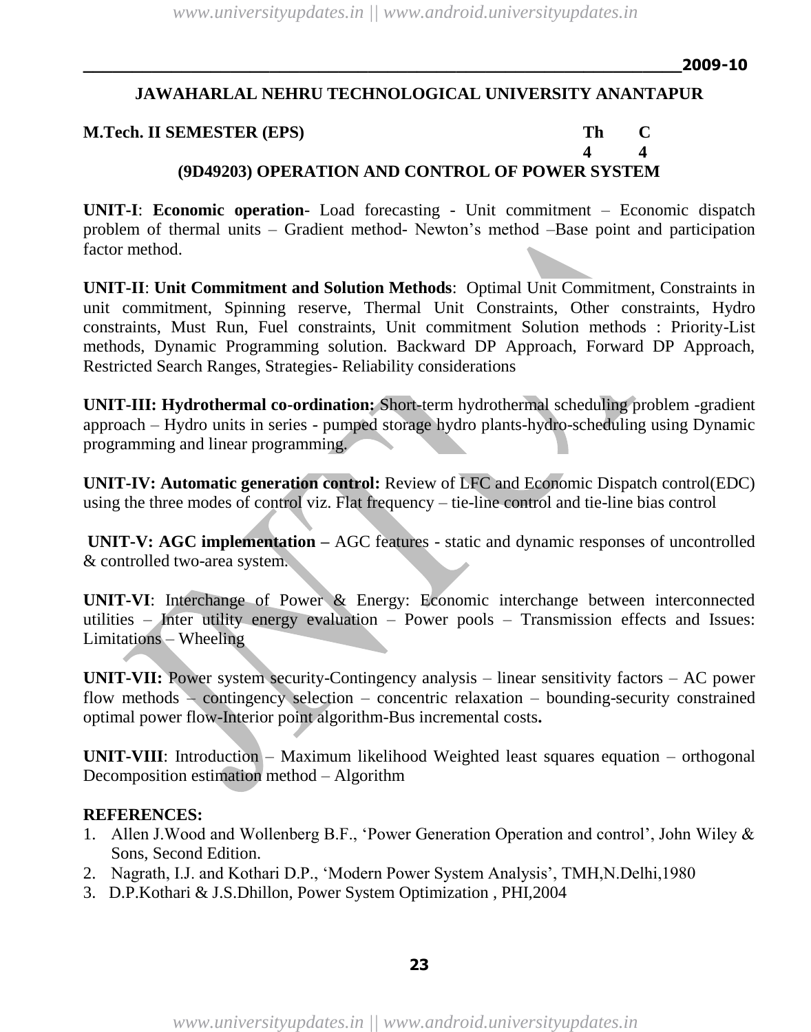2009-10

## JAWAHARLAL NEHRU TECHNOLOGICAL UNIVERSITY ANANTAPUR

**M.Tech. II SEMESTER (EPS)**

| Th | C |
|---|---|
| 4 | 4 |

### (9D49203) OPERATION AND CONTROL OF POWER SYSTEM

**UNIT-I**: **Economic operation**- Load forecasting - Unit commitment – Economic dispatch problem of thermal units – Gradient method- Newton's method –Base point and participation factor method.

**UNIT-II**: **Unit Commitment and Solution Methods**: Optimal Unit Commitment, Constraints in unit commitment, Spinning reserve, Thermal Unit Constraints, Other constraints, Hydro constraints, Must Run, Fuel constraints, Unit commitment Solution methods : Priority-List methods, Dynamic Programming solution. Backward DP Approach, Forward DP Approach, Restricted Search Ranges, Strategies- Reliability considerations

**UNIT-III: Hydrothermal co-ordination:** Short-term hydrothermal scheduling problem -gradient approach – Hydro units in series - pumped storage hydro plants-hydro-scheduling using Dynamic programming and linear programming.

**UNIT-IV: Automatic generation control:** Review of LFC and Economic Dispatch control(EDC) using the three modes of control viz. Flat frequency – tie-line control and tie-line bias control

**UNIT-V: AGC implementation –** AGC features - static and dynamic responses of uncontrolled & controlled two-area system.

**UNIT-VI**: Interchange of Power & Energy: Economic interchange between interconnected utilities – Inter utility energy evaluation – Power pools – Transmission effects and Issues: Limitations – Wheeling

**UNIT-VII:** Power system security-Contingency analysis – linear sensitivity factors – AC power flow methods – contingency selection – concentric relaxation – bounding-security constrained optimal power flow-Interior point algorithm-Bus incremental costs**.**

**UNIT-VIII**: Introduction – Maximum likelihood Weighted least squares equation – orthogonal Decomposition estimation method – Algorithm

**REFERENCES:**

1. Allen J.Wood and Wollenberg B.F., 'Power Generation Operation and control', John Wiley & Sons, Second Edition.
2. Nagrath, I.J. and Kothari D.P., 'Modern Power System Analysis', TMH,N.Delhi,1980
3. D.P.Kothari & J.S.Dhillon, Power System Optimization , PHI,2004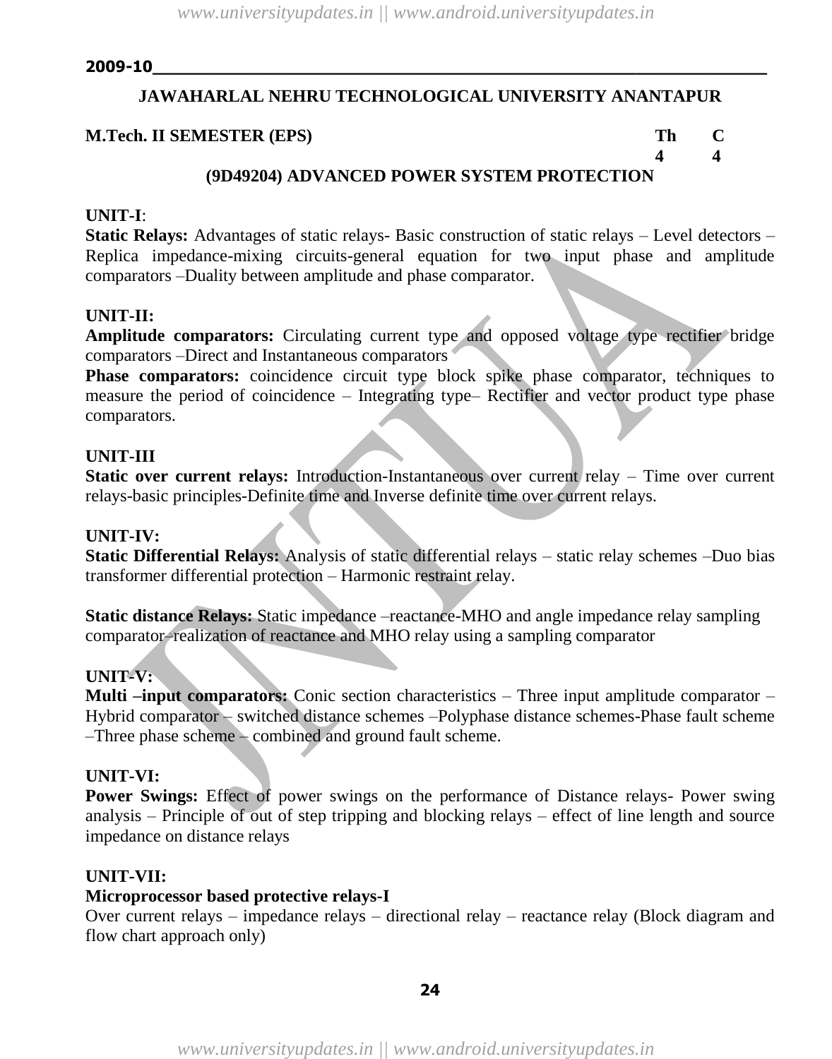**2009-10**

## JAWAHARLAL NEHRU TECHNOLOGICAL UNIVERSITY ANANTAPUR

**M.Tech. II SEMESTER (EPS)**

| | Th | C |
|---|---|---|
| | 4 | 4 |

### (9D49204) ADVANCED POWER SYSTEM PROTECTION

**UNIT-I**:

**Static Relays:** Advantages of static relays- Basic construction of static relays – Level detectors – Replica impedance-mixing circuits-general equation for two input phase and amplitude comparators –Duality between amplitude and phase comparator.

**UNIT-II:**

**Amplitude comparators:** Circulating current type and opposed voltage type rectifier bridge comparators –Direct and Instantaneous comparators

**Phase comparators:** coincidence circuit type block spike phase comparator, techniques to measure the period of coincidence – Integrating type– Rectifier and vector product type phase comparators.

**UNIT-III**

**Static over current relays:** Introduction-Instantaneous over current relay – Time over current relays-basic principles-Definite time and Inverse definite time over current relays.

**UNIT-IV:**

**Static Differential Relays:** Analysis of static differential relays – static relay schemes –Duo bias transformer differential protection – Harmonic restraint relay.

**Static distance Relays:** Static impedance –reactance-MHO and angle impedance relay sampling comparator–realization of reactance and MHO relay using a sampling comparator

**UNIT-V:**

**Multi –input comparators:** Conic section characteristics – Three input amplitude comparator – Hybrid comparator – switched distance schemes –Polyphase distance schemes-Phase fault scheme –Three phase scheme – combined and ground fault scheme.

**UNIT-VI:**

**Power Swings:** Effect of power swings on the performance of Distance relays- Power swing analysis – Principle of out of step tripping and blocking relays – effect of line length and source impedance on distance relays

**UNIT-VII:**

**Microprocessor based protective relays-I**

Over current relays – impedance relays – directional relay – reactance relay (Block diagram and flow chart approach only)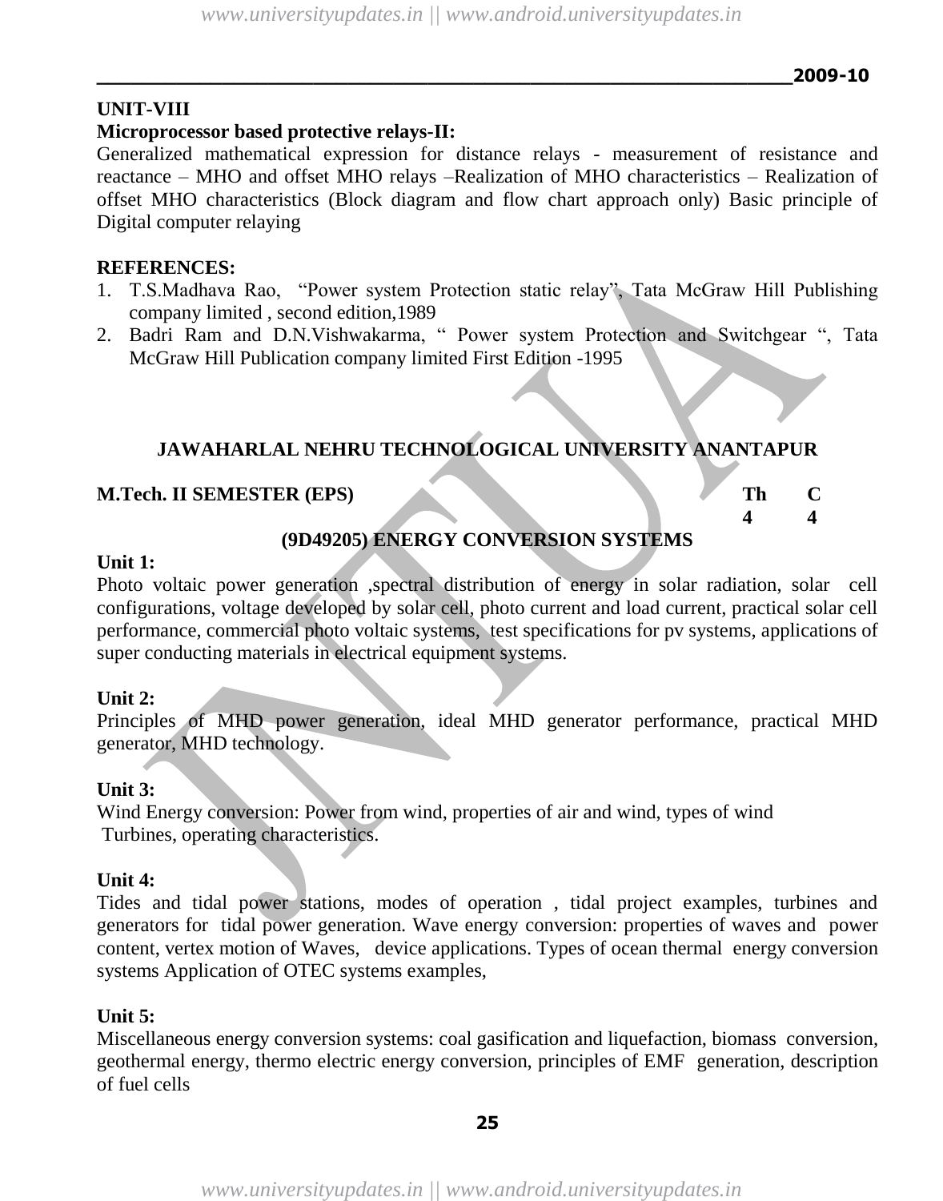**UNIT-VIII**

**Microprocessor based protective relays-II:**

Generalized mathematical expression for distance relays - measurement of resistance and reactance – MHO and offset MHO relays –Realization of MHO characteristics – Realization of offset MHO characteristics (Block diagram and flow chart approach only) Basic principle of Digital computer relaying

**REFERENCES:**

1. T.S.Madhava Rao, "Power system Protection static relay", Tata McGraw Hill Publishing company limited , second edition,1989
2. Badri Ram and D.N.Vishwakarma, " Power system Protection and Switchgear ", Tata McGraw Hill Publication company limited First Edition -1995

## JAWAHARLAL NEHRU TECHNOLOGICAL UNIVERSITY ANANTAPUR

| **M.Tech. II SEMESTER (EPS)** | **Th** | **C** |
|---|---|---|
| | **4** | **4** |

### (9D49205) ENERGY CONVERSION SYSTEMS

**Unit 1:**

Photo voltaic power generation ,spectral distribution of energy in solar radiation, solar cell configurations, voltage developed by solar cell, photo current and load current, practical solar cell performance, commercial photo voltaic systems, test specifications for pv systems, applications of super conducting materials in electrical equipment systems.

**Unit 2:**

Principles of MHD power generation, ideal MHD generator performance, practical MHD generator, MHD technology.

**Unit 3:**

Wind Energy conversion: Power from wind, properties of air and wind, types of wind Turbines, operating characteristics.

**Unit 4:**

Tides and tidal power stations, modes of operation , tidal project examples, turbines and generators for tidal power generation. Wave energy conversion: properties of waves and power content, vertex motion of Waves, device applications. Types of ocean thermal energy conversion systems Application of OTEC systems examples,

**Unit 5:**

Miscellaneous energy conversion systems: coal gasification and liquefaction, biomass conversion, geothermal energy, thermo electric energy conversion, principles of EMF generation, description of fuel cells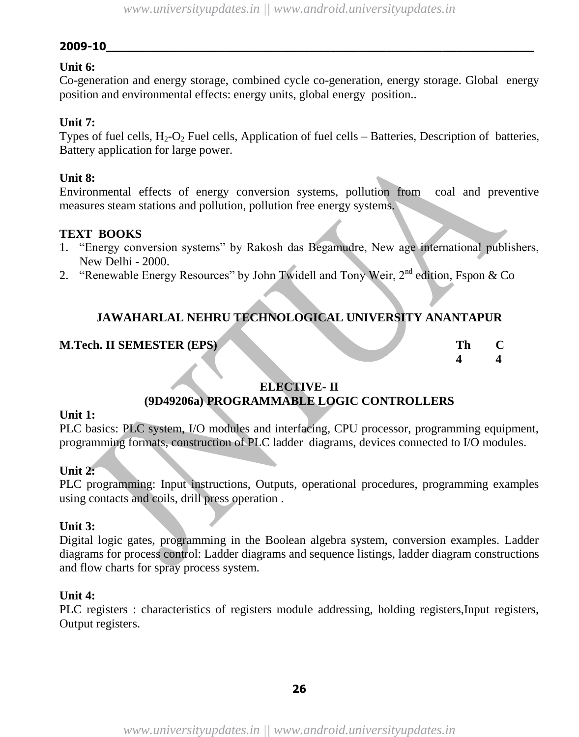**2009-10**

**Unit 6:**

Co-generation and energy storage, combined cycle co-generation, energy storage. Global energy position and environmental effects: energy units, global energy position..

**Unit 7:**

Types of fuel cells, $H_2$-$O_2$ Fuel cells, Application of fuel cells – Batteries, Description of batteries, Battery application for large power.

**Unit 8:**

Environmental effects of energy conversion systems, pollution from coal and preventive measures steam stations and pollution, pollution free energy systems.

**TEXT BOOKS**

1. "Energy conversion systems" by Rakosh das Begamudre, New age international publishers, New Delhi - 2000.
2. "Renewable Energy Resources" by John Twidell and Tony Weir, $2^{nd}$ edition, Fspon & Co

## JAWAHARLAL NEHRU TECHNOLOGICAL UNIVERSITY ANANTAPUR

| M.Tech. II SEMESTER (EPS) | Th | C |
|---|---|---|
| | 4 | 4 |

### ELECTIVE- II
### (9D49206a) PROGRAMMABLE LOGIC CONTROLLERS

**Unit 1:**

PLC basics: PLC system, I/O modules and interfacing, CPU processor, programming equipment, programming formats, construction of PLC ladder diagrams, devices connected to I/O modules.

**Unit 2:**

PLC programming: Input instructions, Outputs, operational procedures, programming examples using contacts and coils, drill press operation .

**Unit 3:**

Digital logic gates, programming in the Boolean algebra system, conversion examples. Ladder diagrams for process control: Ladder diagrams and sequence listings, ladder diagram constructions and flow charts for spray process system.

**Unit 4:**

PLC registers : characteristics of registers module addressing, holding registers,Input registers, Output registers.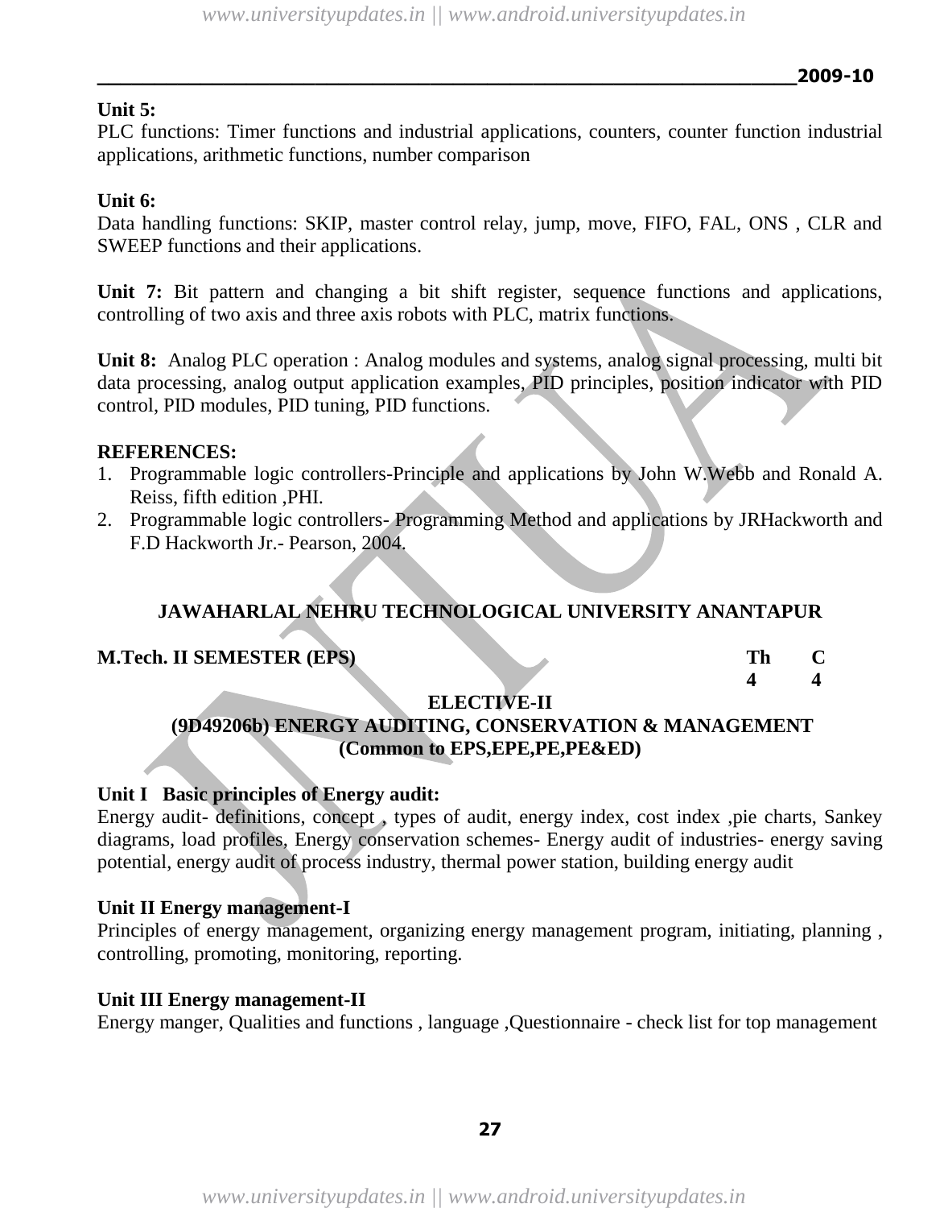**Unit 5:**
PLC functions: Timer functions and industrial applications, counters, counter function industrial applications, arithmetic functions, number comparison

**Unit 6:**
Data handling functions: SKIP, master control relay, jump, move, FIFO, FAL, ONS , CLR and SWEEP functions and their applications.

**Unit 7:** Bit pattern and changing a bit shift register, sequence functions and applications, controlling of two axis and three axis robots with PLC, matrix functions.

**Unit 8:** Analog PLC operation : Analog modules and systems, analog signal processing, multi bit data processing, analog output application examples, PID principles, position indicator with PID control, PID modules, PID tuning, PID functions.

**REFERENCES:**

1. Programmable logic controllers-Principle and applications by John W.Webb and Ronald A. Reiss, fifth edition ,PHI.
2. Programmable logic controllers- Programming Method and applications by JRHackworth and F.D Hackworth Jr.- Pearson, 2004.

## JAWAHARLAL NEHRU TECHNOLOGICAL UNIVERSITY ANANTAPUR

**M.Tech. II SEMESTER (EPS)**

| Th | C |
|---|---|
| 4 | 4 |

### ELECTIVE-II
### (9D49206b) ENERGY AUDITING, CONSERVATION & MANAGEMENT
### (Common to EPS,EPE,PE,PE&ED)

**Unit I Basic principles of Energy audit:**
Energy audit- definitions, concept , types of audit, energy index, cost index ,pie charts, Sankey diagrams, load profiles, Energy conservation schemes- Energy audit of industries- energy saving potential, energy audit of process industry, thermal power station, building energy audit

**Unit II Energy management-I**
Principles of energy management, organizing energy management program, initiating, planning , controlling, promoting, monitoring, reporting.

**Unit III Energy management-II**
Energy manger, Qualities and functions , language ,Questionnaire - check list for top management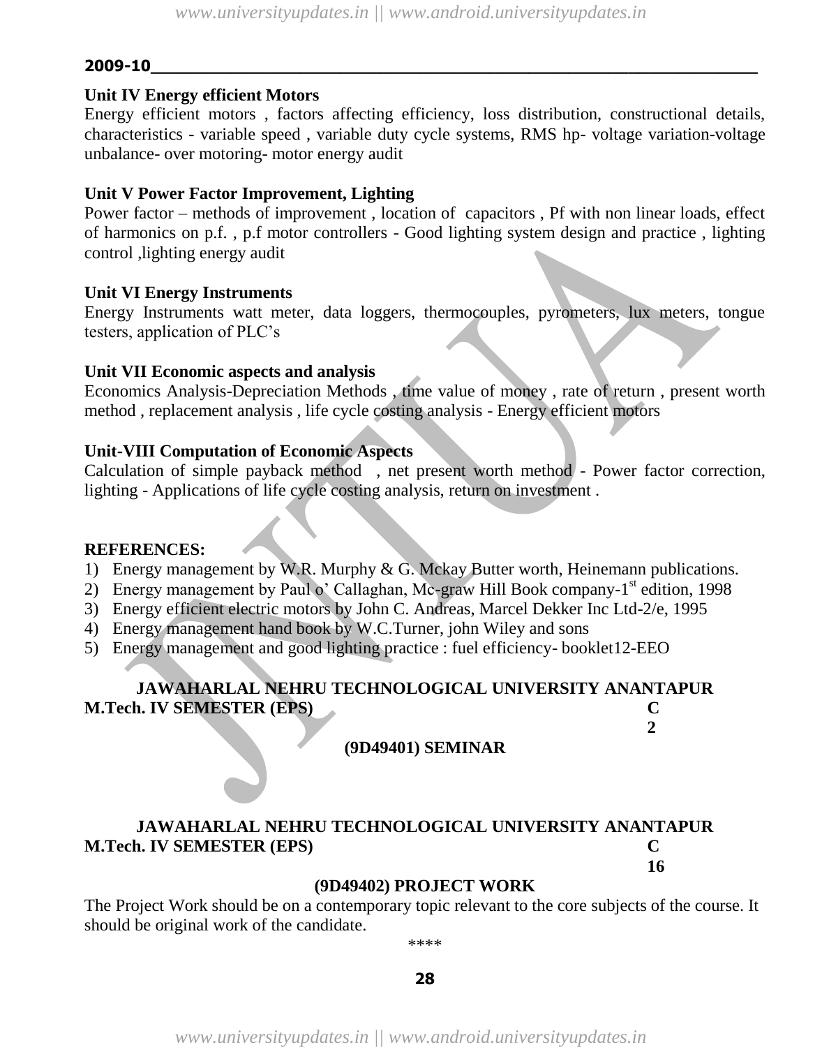**2009-10**

### Unit IV Energy efficient Motors

Energy efficient motors , factors affecting efficiency, loss distribution, constructional details, characteristics - variable speed , variable duty cycle systems, RMS hp- voltage variation-voltage unbalance- over motoring- motor energy audit

### Unit V Power Factor Improvement, Lighting

Power factor – methods of improvement , location of capacitors , Pf with non linear loads, effect of harmonics on p.f. , p.f motor controllers - Good lighting system design and practice , lighting control ,lighting energy audit

### Unit VI Energy Instruments

Energy Instruments watt meter, data loggers, thermocouples, pyrometers, lux meters, tongue testers, application of PLC's

### Unit VII Economic aspects and analysis

Economics Analysis-Depreciation Methods , time value of money , rate of return , present worth method , replacement analysis , life cycle costing analysis - Energy efficient motors

### Unit-VIII Computation of Economic Aspects

Calculation of simple payback method , net present worth method - Power factor correction, lighting - Applications of life cycle costing analysis, return on investment .

**REFERENCES:**

1) Energy management by W.R. Murphy & G. Mckay Butter worth, Heinemann publications.
2) Energy management by Paul o' Callaghan, Mc-graw Hill Book company-1st edition, 1998
3) Energy efficient electric motors by John C. Andreas, Marcel Dekker Inc Ltd-2/e, 1995
4) Energy management hand book by W.C.Turner, john Wiley and sons
5) Energy management and good lighting practice : fuel efficiency- booklet12-EEO

## JAWAHARLAL NEHRU TECHNOLOGICAL UNIVERSITY ANANTAPUR

**M.Tech. IV SEMESTER (EPS)** **C 2**

### (9D49401) SEMINAR

## JAWAHARLAL NEHRU TECHNOLOGICAL UNIVERSITY ANANTAPUR

**M.Tech. IV SEMESTER (EPS)** **C 16**

### (9D49402) PROJECT WORK

The Project Work should be on a contemporary topic relevant to the core subjects of the course. It should be original work of the candidate.

\*\*\*\*